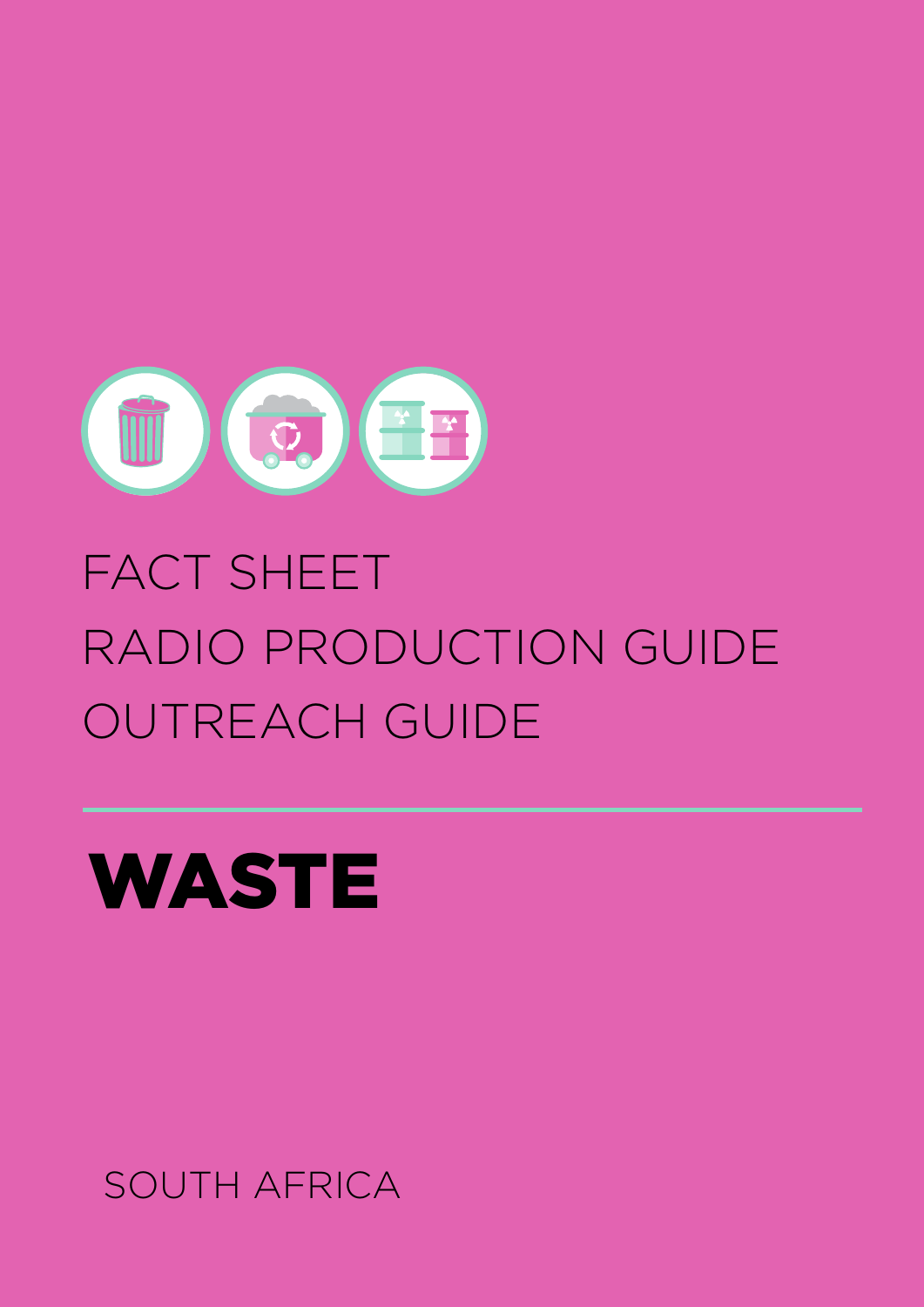FACT SHEET

RADIO PRODUCTION GUIDE

OUTREACH GUIDE

---

# WASTE

SOUTH AFRICA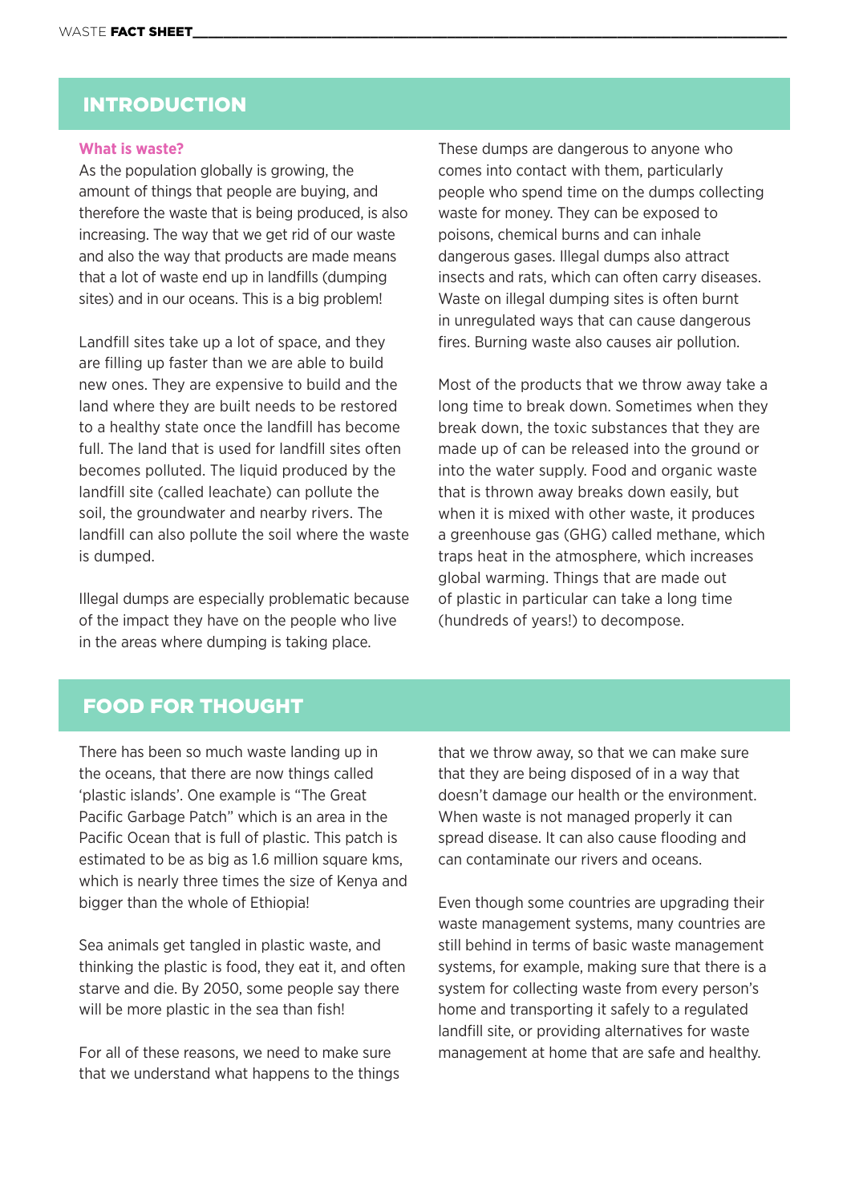## INTRODUCTION

### What is waste?

As the population globally is growing, the amount of things that people are buying, and therefore the waste that is being produced, is also increasing. The way that we get rid of our waste and also the way that products are made means that a lot of waste end up in landfills (dumping sites) and in our oceans. This is a big problem!

Landfill sites take up a lot of space, and they are filling up faster than we are able to build new ones. They are expensive to build and the land where they are built needs to be restored to a healthy state once the landfill has become full. The land that is used for landfill sites often becomes polluted. The liquid produced by the landfill site (called leachate) can pollute the soil, the groundwater and nearby rivers. The landfill can also pollute the soil where the waste is dumped.

Illegal dumps are especially problematic because of the impact they have on the people who live in the areas where dumping is taking place. These dumps are dangerous to anyone who comes into contact with them, particularly people who spend time on the dumps collecting waste for money. They can be exposed to poisons, chemical burns and can inhale dangerous gases. Illegal dumps also attract insects and rats, which can often carry diseases. Waste on illegal dumping sites is often burnt in unregulated ways that can cause dangerous fires. Burning waste also causes air pollution.

Most of the products that we throw away take a long time to break down. Sometimes when they break down, the toxic substances that they are made up of can be released into the ground or into the water supply. Food and organic waste that is thrown away breaks down easily, but when it is mixed with other waste, it produces a greenhouse gas (GHG) called methane, which traps heat in the atmosphere, which increases global warming. Things that are made out of plastic in particular can take a long time (hundreds of years!) to decompose.

## FOOD FOR THOUGHT

There has been so much waste landing up in the oceans, that there are now things called 'plastic islands'. One example is "The Great Pacific Garbage Patch" which is an area in the Pacific Ocean that is full of plastic. This patch is estimated to be as big as 1.6 million square kms, which is nearly three times the size of Kenya and bigger than the whole of Ethiopia!

Sea animals get tangled in plastic waste, and thinking the plastic is food, they eat it, and often starve and die. By 2050, some people say there will be more plastic in the sea than fish!

For all of these reasons, we need to make sure that we understand what happens to the things that we throw away, so that we can make sure that they are being disposed of in a way that doesn't damage our health or the environment. When waste is not managed properly it can spread disease. It can also cause flooding and can contaminate our rivers and oceans.

Even though some countries are upgrading their waste management systems, many countries are still behind in terms of basic waste management systems, for example, making sure that there is a system for collecting waste from every person's home and transporting it safely to a regulated landfill site, or providing alternatives for waste management at home that are safe and healthy.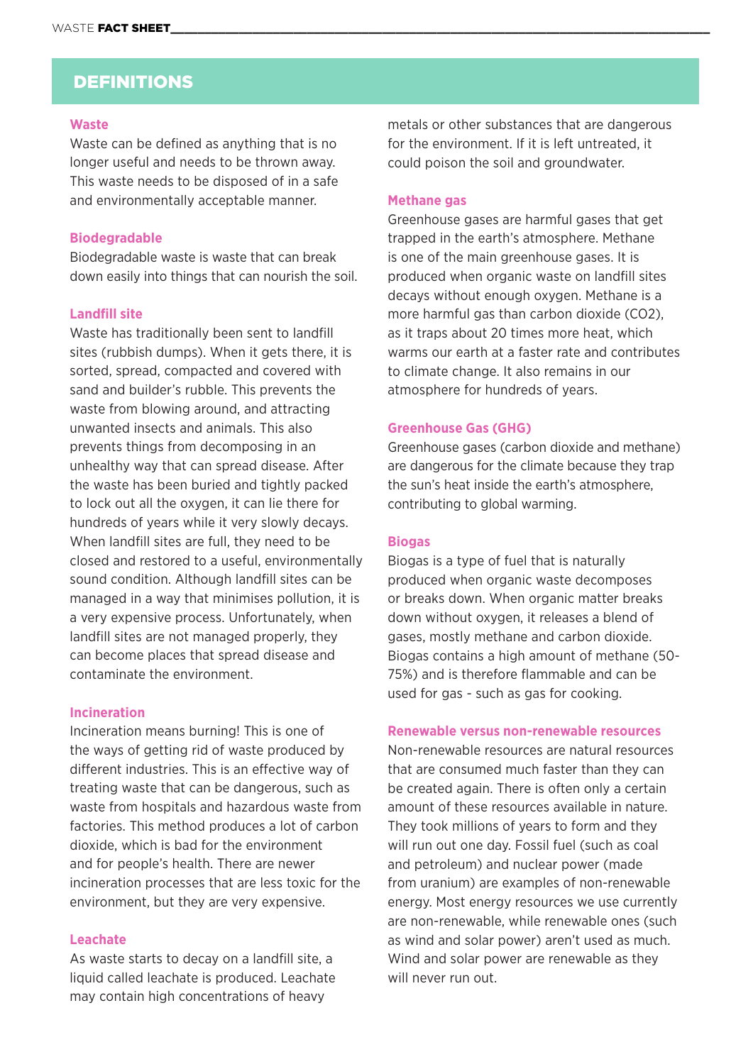## DEFINITIONS

### Waste

Waste can be defined as anything that is no longer useful and needs to be thrown away. This waste needs to be disposed of in a safe and environmentally acceptable manner.

### Biodegradable

Biodegradable waste is waste that can break down easily into things that can nourish the soil.

### Landfill site

Waste has traditionally been sent to landfill sites (rubbish dumps). When it gets there, it is sorted, spread, compacted and covered with sand and builder's rubble. This prevents the waste from blowing around, and attracting unwanted insects and animals. This also prevents things from decomposing in an unhealthy way that can spread disease. After the waste has been buried and tightly packed to lock out all the oxygen, it can lie there for hundreds of years while it very slowly decays. When landfill sites are full, they need to be closed and restored to a useful, environmentally sound condition. Although landfill sites can be managed in a way that minimises pollution, it is a very expensive process. Unfortunately, when landfill sites are not managed properly, they can become places that spread disease and contaminate the environment.

### Incineration

Incineration means burning! This is one of the ways of getting rid of waste produced by different industries. This is an effective way of treating waste that can be dangerous, such as waste from hospitals and hazardous waste from factories. This method produces a lot of carbon dioxide, which is bad for the environment and for people's health. There are newer incineration processes that are less toxic for the environment, but they are very expensive.

### Leachate

As waste starts to decay on a landfill site, a liquid called leachate is produced. Leachate may contain high concentrations of heavy metals or other substances that are dangerous for the environment. If it is left untreated, it could poison the soil and groundwater.

### Methane gas

Greenhouse gases are harmful gases that get trapped in the earth's atmosphere. Methane is one of the main greenhouse gases. It is produced when organic waste on landfill sites decays without enough oxygen. Methane is a more harmful gas than carbon dioxide ($CO_2$), as it traps about 20 times more heat, which warms our earth at a faster rate and contributes to climate change. It also remains in our atmosphere for hundreds of years.

### Greenhouse Gas (GHG)

Greenhouse gases (carbon dioxide and methane) are dangerous for the climate because they trap the sun's heat inside the earth's atmosphere, contributing to global warming.

### Biogas

Biogas is a type of fuel that is naturally produced when organic waste decomposes or breaks down. When organic matter breaks down without oxygen, it releases a blend of gases, mostly methane and carbon dioxide. Biogas contains a high amount of methane (50-75%) and is therefore flammable and can be used for gas - such as gas for cooking.

### Renewable versus non-renewable resources

Non-renewable resources are natural resources that are consumed much faster than they can be created again. There is often only a certain amount of these resources available in nature. They took millions of years to form and they will run out one day. Fossil fuel (such as coal and petroleum) and nuclear power (made from uranium) are examples of non-renewable energy. Most energy resources we use currently are non-renewable, while renewable ones (such as wind and solar power) aren't used as much. Wind and solar power are renewable as they will never run out.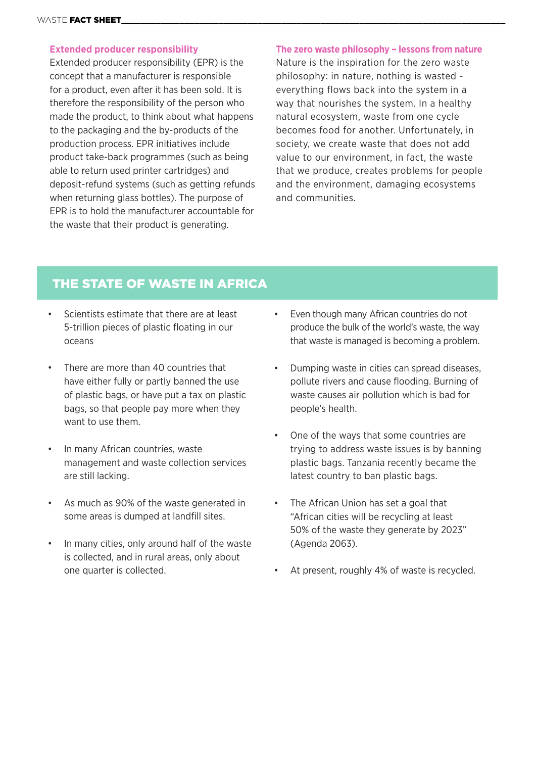### Extended producer responsibility

Extended producer responsibility (EPR) is the concept that a manufacturer is responsible for a product, even after it has been sold. It is therefore the responsibility of the person who made the product, to think about what happens to the packaging and the by-products of the production process. EPR initiatives include product take-back programmes (such as being able to return used printer cartridges) and deposit-refund systems (such as getting refunds when returning glass bottles). The purpose of EPR is to hold the manufacturer accountable for the waste that their product is generating.

### The zero waste philosophy – lessons from nature

Nature is the inspiration for the zero waste philosophy: in nature, nothing is wasted - everything flows back into the system in a way that nourishes the system. In a healthy natural ecosystem, waste from one cycle becomes food for another. Unfortunately, in society, we create waste that does not add value to our environment, in fact, the waste that we produce, creates problems for people and the environment, damaging ecosystems and communities.

## THE STATE OF WASTE IN AFRICA

- Scientists estimate that there are at least 5-trillion pieces of plastic floating in our oceans
- There are more than 40 countries that have either fully or partly banned the use of plastic bags, or have put a tax on plastic bags, so that people pay more when they want to use them.
- In many African countries, waste management and waste collection services are still lacking.
- As much as 90% of the waste generated in some areas is dumped at landfill sites.
- In many cities, only around half of the waste is collected, and in rural areas, only about one quarter is collected.
- Even though many African countries do not produce the bulk of the world's waste, the way that waste is managed is becoming a problem.
- Dumping waste in cities can spread diseases, pollute rivers and cause flooding. Burning of waste causes air pollution which is bad for people's health.
- One of the ways that some countries are trying to address waste issues is by banning plastic bags. Tanzania recently became the latest country to ban plastic bags.
- The African Union has set a goal that "African cities will be recycling at least 50% of the waste they generate by 2023" (Agenda 2063).
- At present, roughly 4% of waste is recycled.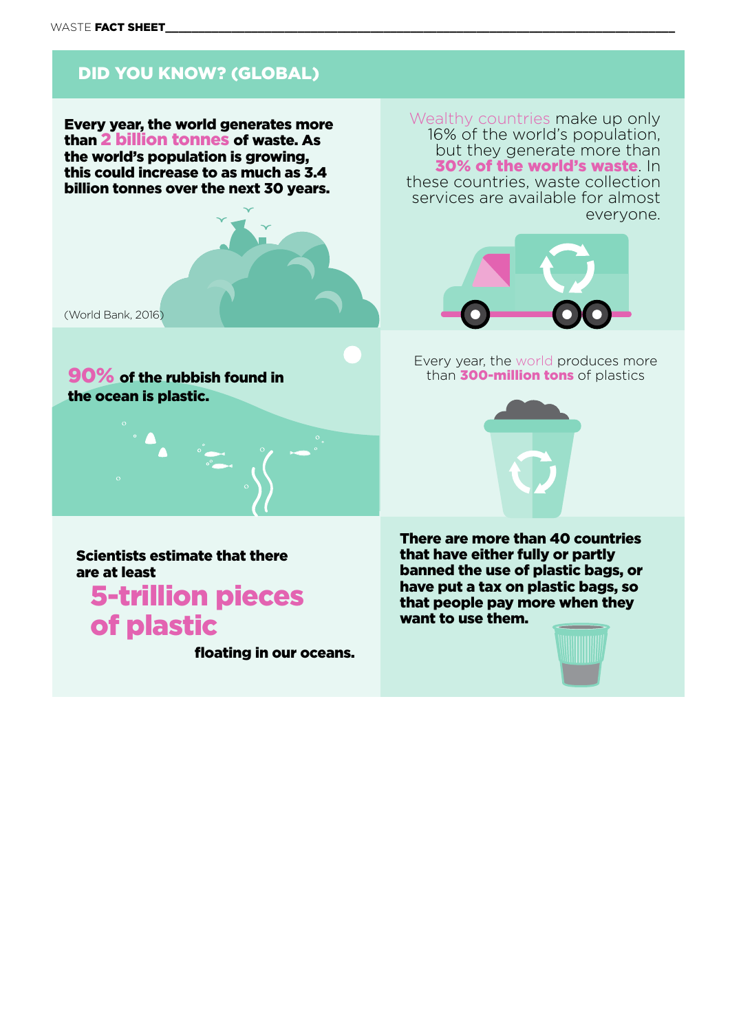## DID YOU KNOW? (GLOBAL)

**Every year, the world generates more than 2 billion tonnes of waste. As the world's population is growing, this could increase to as much as 3.4 billion tonnes over the next 30 years.**

(World Bank, 2016)

Wealthy countries make up only 16% of the world's population, but they generate more than **30% of the world's waste**. In these countries, waste collection services are available for almost everyone.

**90% of the rubbish found in the ocean is plastic.**

Every year, the world produces more than **300-million tons** of plastics

**Scientists estimate that there are at least 5-trillion pieces of plastic floating in our oceans.**

**There are more than 40 countries that have either fully or partly banned the use of plastic bags, or have put a tax on plastic bags, so that people pay more when they want to use them.**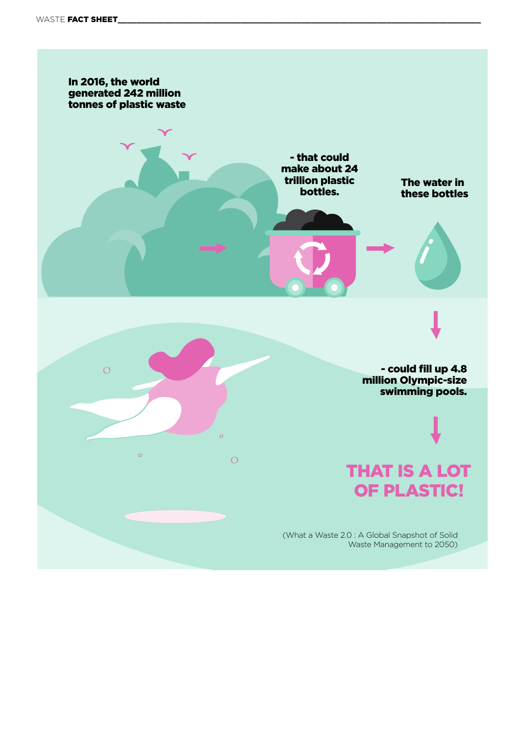**In 2016, the world generated 242 million tonnes of plastic waste**

**- that could make about 24 trillion plastic bottles.**

**The water in these bottles**

**- could fill up 4.8 million Olympic-size swimming pools.**

## THAT IS A LOT OF PLASTIC!

(What a Waste 2.0 : A Global Snapshot of Solid Waste Management to 2050)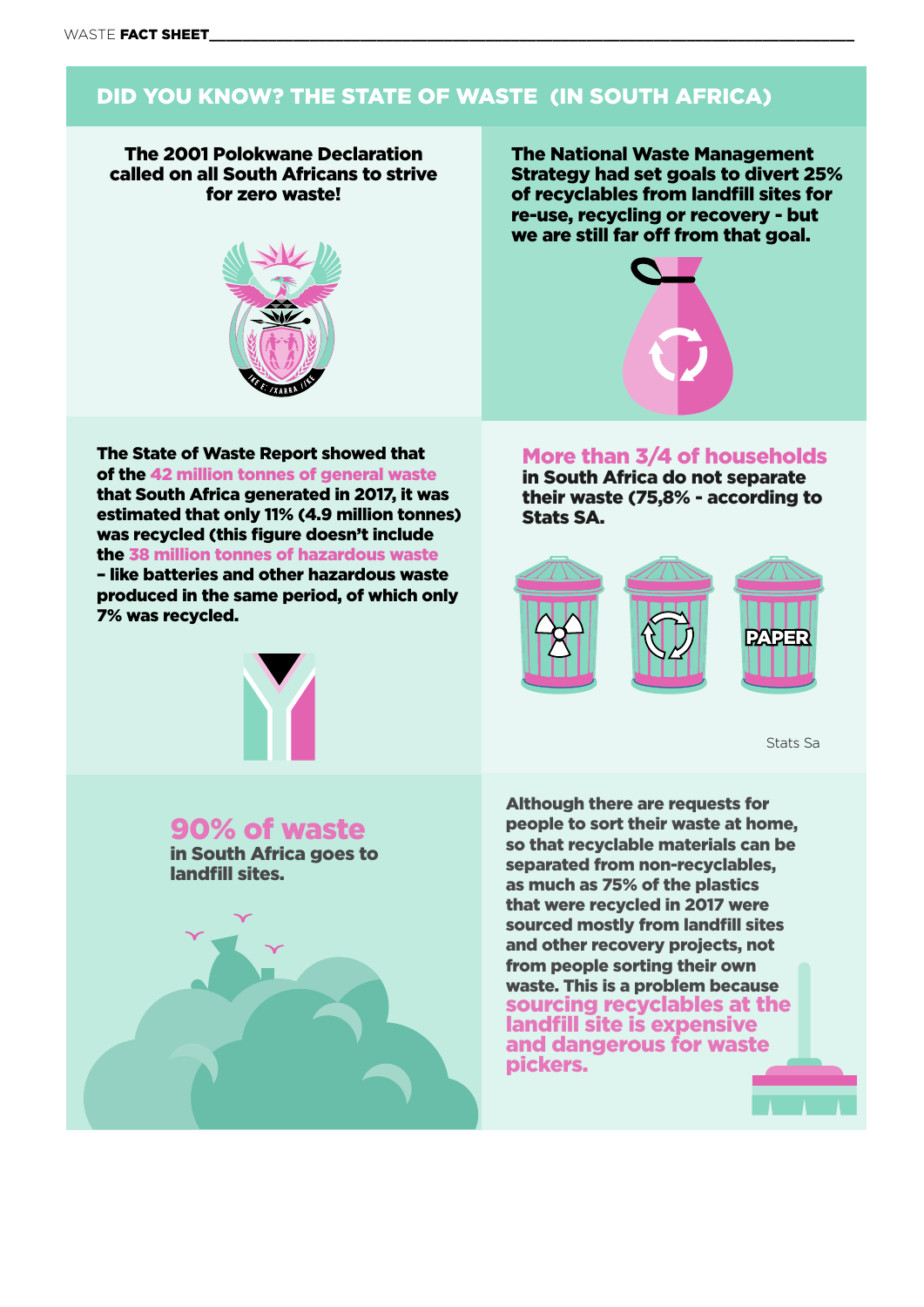## DID YOU KNOW? THE STATE OF WASTE (IN SOUTH AFRICA)

**The 2001 Polokwane Declaration called on all South Africans to strive for zero waste!**

**The National Waste Management Strategy had set goals to divert 25% of recyclables from landfill sites for re-use, recycling or recovery - but we are still far off from that goal.**

**The State of Waste Report showed that of the 42 million tonnes of general waste that South Africa generated in 2017, it was estimated that only 11% (4.9 million tonnes) was recycled (this figure doesn't include the 38 million tonnes of hazardous waste – like batteries and other hazardous waste produced in the same period, of which only 7% was recycled.**

**More than 3/4 of households in South Africa do not separate their waste (75,8% - according to Stats SA.**

PAPER

Stats Sa

**90% of waste in South Africa goes to landfill sites.**

**Although there are requests for people to sort their waste at home, so that recyclable materials can be separated from non-recyclables, as much as 75% of the plastics that were recycled in 2017 were sourced mostly from landfill sites and other recovery projects, not from people sorting their own waste. This is a problem because sourcing recyclables at the landfill site is expensive and dangerous for waste pickers.**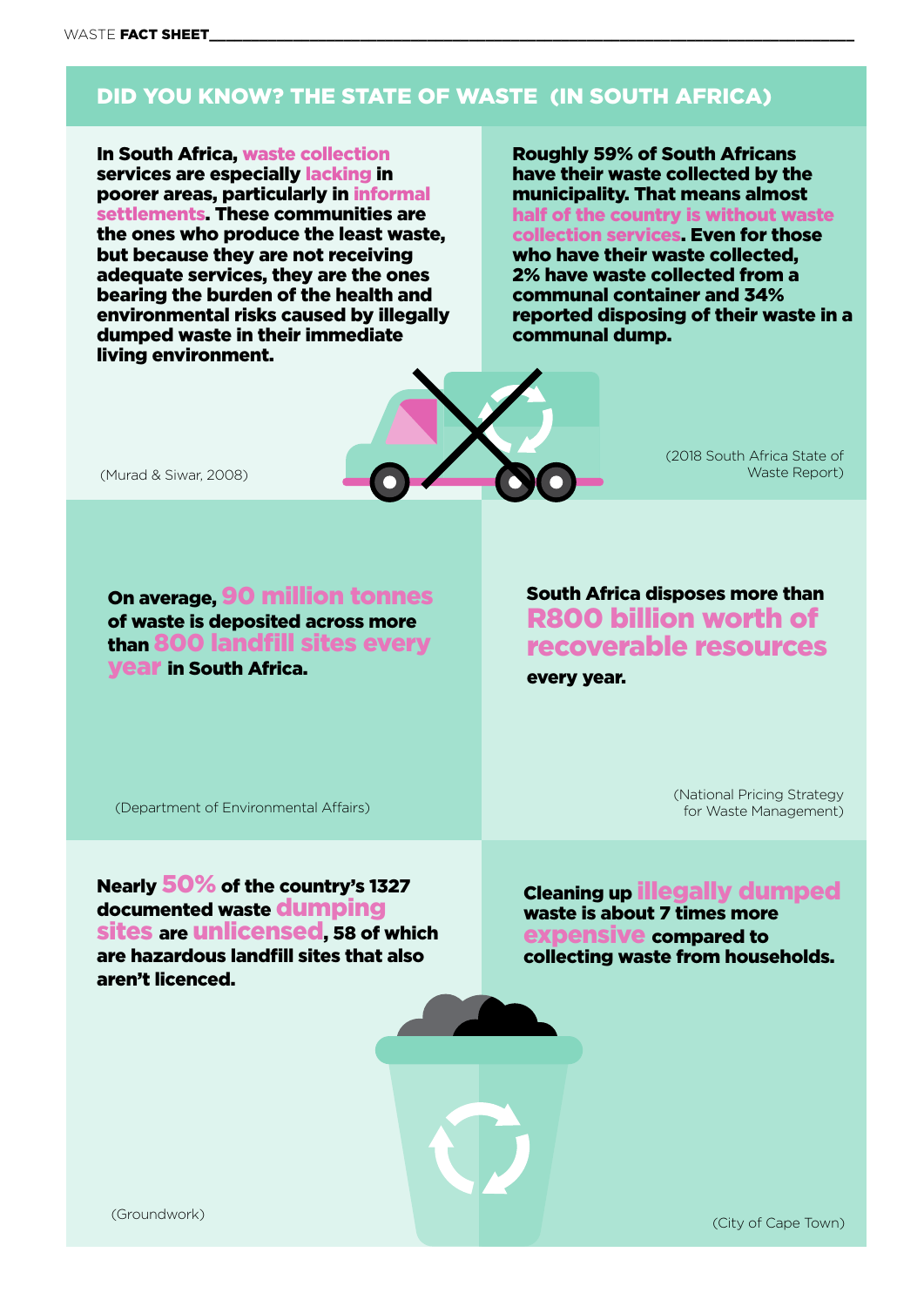## DID YOU KNOW? THE STATE OF WASTE (IN SOUTH AFRICA)

**In South Africa, waste collection services are especially lacking in poorer areas, particularly in informal settlements. These communities are the ones who produce the least waste, but because they are not receiving adequate services, they are the ones bearing the burden of the health and environmental risks caused by illegally dumped waste in their immediate living environment.**

(Murad & Siwar, 2008)

**Roughly 59% of South Africans have their waste collected by the municipality. That means almost half of the country is without waste collection services. Even for those who have their waste collected, 2% have waste collected from a communal container and 34% reported disposing of their waste in a communal dump.**

(2018 South Africa State of Waste Report)

**On average, 90 million tonnes of waste is deposited across more than 800 landfill sites every year in South Africa.**

(Department of Environmental Affairs)

**South Africa disposes more than R800 billion worth of recoverable resources every year.**

(National Pricing Strategy for Waste Management)

**Nearly 50% of the country's 1327 documented waste dumping sites are unlicensed, 58 of which are hazardous landfill sites that also aren't licenced.**

(Groundwork)

**Cleaning up illegally dumped waste is about 7 times more expensive compared to collecting waste from households.**

(City of Cape Town)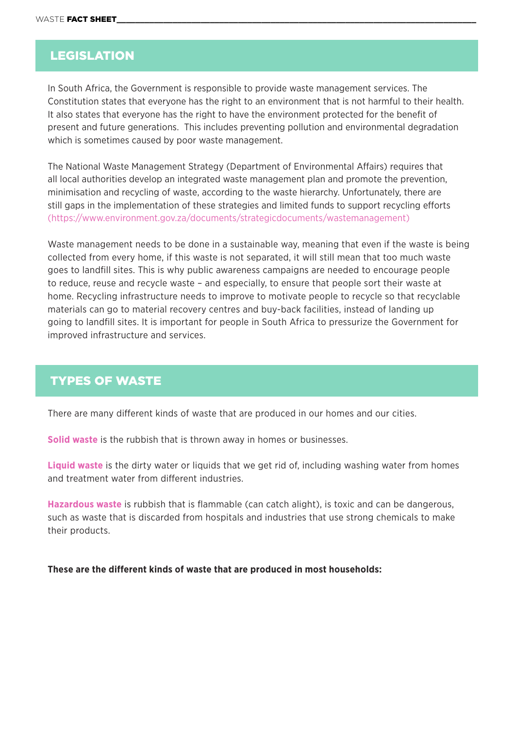## LEGISLATION

In South Africa, the Government is responsible to provide waste management services. The Constitution states that everyone has the right to an environment that is not harmful to their health. It also states that everyone has the right to have the environment protected for the benefit of present and future generations. This includes preventing pollution and environmental degradation which is sometimes caused by poor waste management.

The National Waste Management Strategy (Department of Environmental Affairs) requires that all local authorities develop an integrated waste management plan and promote the prevention, minimisation and recycling of waste, according to the waste hierarchy. Unfortunately, there are still gaps in the implementation of these strategies and limited funds to support recycling efforts (https://www.environment.gov.za/documents/strategicdocuments/wastemanagement)

Waste management needs to be done in a sustainable way, meaning that even if the waste is being collected from every home, if this waste is not separated, it will still mean that too much waste goes to landfill sites. This is why public awareness campaigns are needed to encourage people to reduce, reuse and recycle waste – and especially, to ensure that people sort their waste at home. Recycling infrastructure needs to improve to motivate people to recycle so that recyclable materials can go to material recovery centres and buy-back facilities, instead of landing up going to landfill sites. It is important for people in South Africa to pressurize the Government for improved infrastructure and services.

## TYPES OF WASTE

There are many different kinds of waste that are produced in our homes and our cities.

**Solid waste** is the rubbish that is thrown away in homes or businesses.

**Liquid waste** is the dirty water or liquids that we get rid of, including washing water from homes and treatment water from different industries.

**Hazardous waste** is rubbish that is flammable (can catch alight), is toxic and can be dangerous, such as waste that is discarded from hospitals and industries that use strong chemicals to make their products.

**These are the different kinds of waste that are produced in most households:**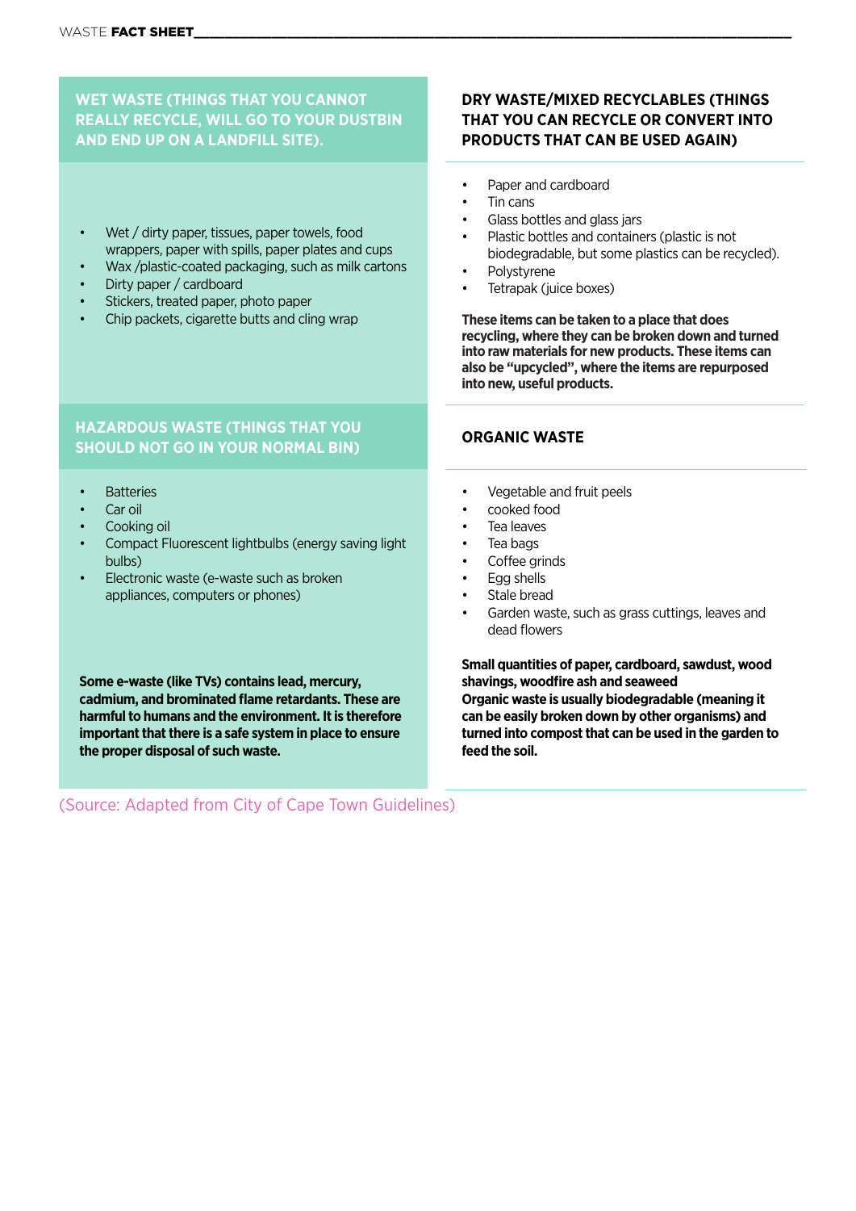## WET WASTE (THINGS THAT YOU CANNOT REALLY RECYCLE, WILL GO TO YOUR DUSTBIN AND END UP ON A LANDFILL SITE).

- Wet / dirty paper, tissues, paper towels, food wrappers, paper with spills, paper plates and cups
- Wax /plastic-coated packaging, such as milk cartons
- Dirty paper / cardboard
- Stickers, treated paper, photo paper
- Chip packets, cigarette butts and cling wrap

## HAZARDOUS WASTE (THINGS THAT YOU SHOULD NOT GO IN YOUR NORMAL BIN)

- Batteries
- Car oil
- Cooking oil
- Compact Fluorescent lightbulbs (energy saving light bulbs)
- Electronic waste (e-waste such as broken appliances, computers or phones)

**Some e-waste (like TVs) contains lead, mercury, cadmium, and brominated flame retardants. These are harmful to humans and the environment. It is therefore important that there is a safe system in place to ensure the proper disposal of such waste.**

## DRY WASTE/MIXED RECYCLABLES (THINGS THAT YOU CAN RECYCLE OR CONVERT INTO PRODUCTS THAT CAN BE USED AGAIN)

- Paper and cardboard
- Tin cans
- Glass bottles and glass jars
- Plastic bottles and containers (plastic is not biodegradable, but some plastics can be recycled).
- Polystyrene
- Tetrapak (juice boxes)

**These items can be taken to a place that does recycling, where they can be broken down and turned into raw materials for new products. These items can also be "upcycled", where the items are repurposed into new, useful products.**

## ORGANIC WASTE

- Vegetable and fruit peels
- cooked food
- Tea leaves
- Tea bags
- Coffee grinds
- Egg shells
- Stale bread
- Garden waste, such as grass cuttings, leaves and dead flowers

**Small quantities of paper, cardboard, sawdust, wood shavings, woodfire ash and seaweed**
**Organic waste is usually biodegradable (meaning it can be easily broken down by other organisms) and turned into compost that can be used in the garden to feed the soil.**

(Source: Adapted from City of Cape Town Guidelines)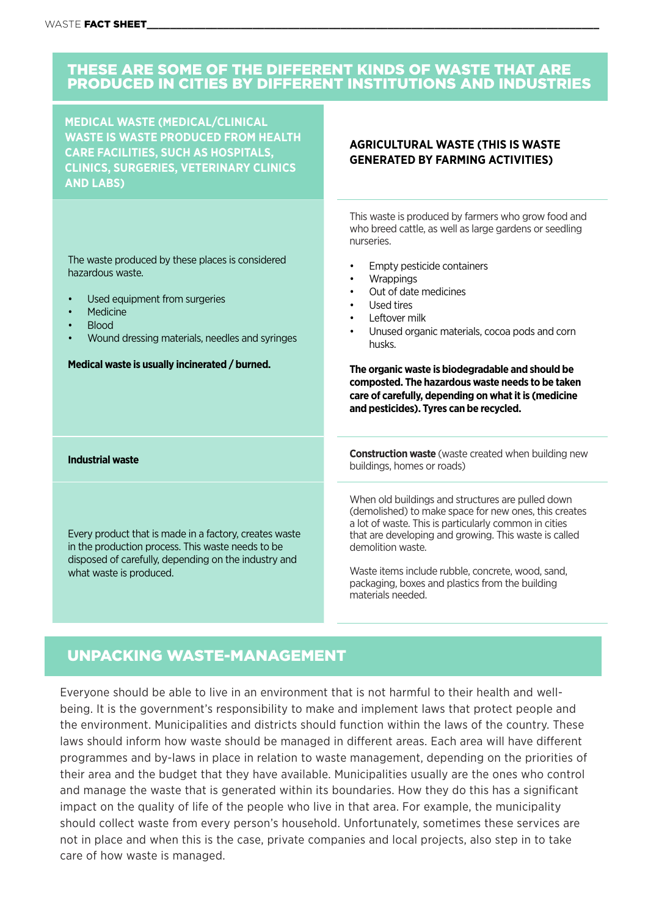## THESE ARE SOME OF THE DIFFERENT KINDS OF WASTE THAT ARE PRODUCED IN CITIES BY DIFFERENT INSTITUTIONS AND INDUSTRIES

### MEDICAL WASTE (MEDICAL/CLINICAL WASTE IS WASTE PRODUCED FROM HEALTH CARE FACILITIES, SUCH AS HOSPITALS, CLINICS, SURGERIES, VETERINARY CLINICS AND LABS)

The waste produced by these places is considered hazardous waste.

- Used equipment from surgeries
- Medicine
- Blood
- Wound dressing materials, needles and syringes

**Medical waste is usually incinerated / burned.**

### AGRICULTURAL WASTE (THIS IS WASTE GENERATED BY FARMING ACTIVITIES)

This waste is produced by farmers who grow food and who breed cattle, as well as large gardens or seedling nurseries.

- Empty pesticide containers
- Wrappings
- Out of date medicines
- Used tires
- Leftover milk
- Unused organic materials, cocoa pods and corn husks.

**The organic waste is biodegradable and should be composted. The hazardous waste needs to be taken care of carefully, depending on what it is (medicine and pesticides). Tyres can be recycled.**

**Industrial waste**

Every product that is made in a factory, creates waste in the production process. This waste needs to be disposed of carefully, depending on the industry and what waste is produced.

**Construction waste** (waste created when building new buildings, homes or roads)

When old buildings and structures are pulled down (demolished) to make space for new ones, this creates a lot of waste. This is particularly common in cities that are developing and growing. This waste is called demolition waste.

Waste items include rubble, concrete, wood, sand, packaging, boxes and plastics from the building materials needed.

## UNPACKING WASTE-MANAGEMENT

Everyone should be able to live in an environment that is not harmful to their health and well-being. It is the government's responsibility to make and implement laws that protect people and the environment. Municipalities and districts should function within the laws of the country. These laws should inform how waste should be managed in different areas. Each area will have different programmes and by-laws in place in relation to waste management, depending on the priorities of their area and the budget that they have available. Municipalities usually are the ones who control and manage the waste that is generated within its boundaries. How they do this has a significant impact on the quality of life of the people who live in that area. For example, the municipality should collect waste from every person's household. Unfortunately, sometimes these services are not in place and when this is the case, private companies and local projects, also step in to take care of how waste is managed.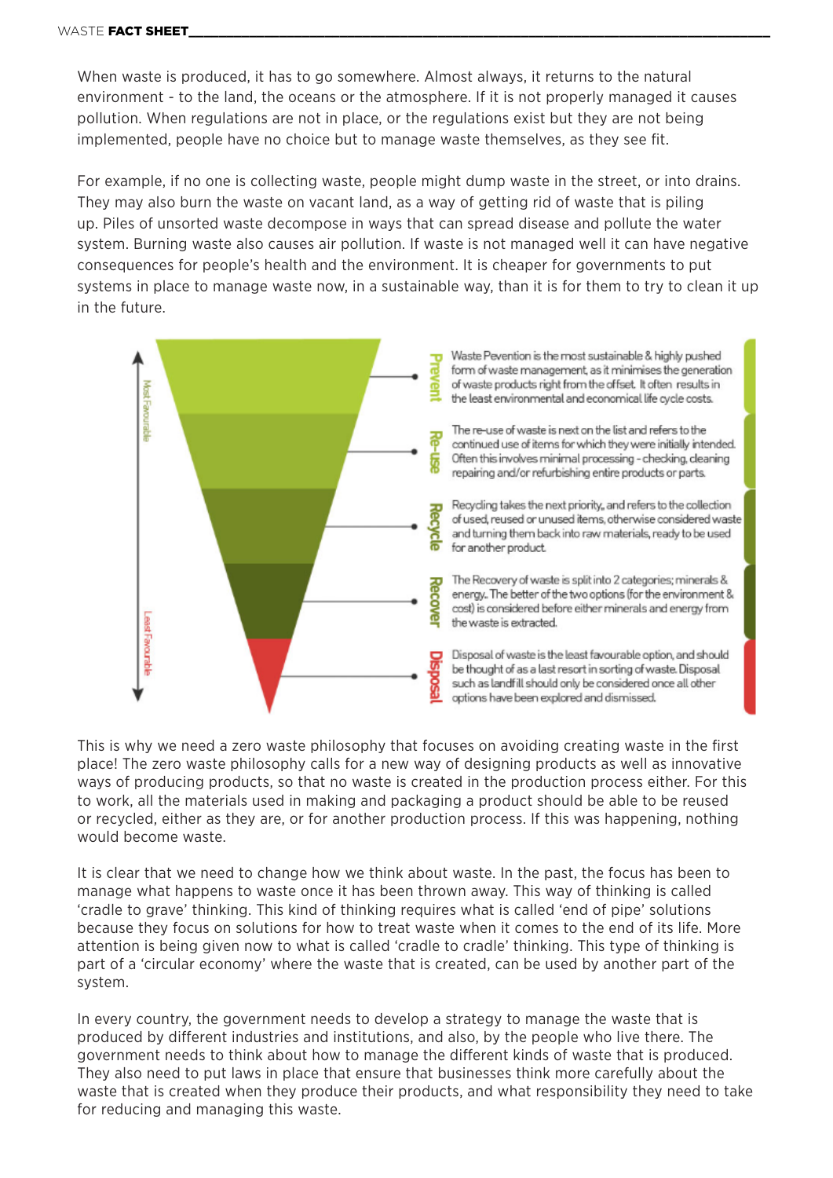When waste is produced, it has to go somewhere. Almost always, it returns to the natural environment - to the land, the oceans or the atmosphere. If it is not properly managed it causes pollution. When regulations are not in place, or the regulations exist but they are not being implemented, people have no choice but to manage waste themselves, as they see fit.

For example, if no one is collecting waste, people might dump waste in the street, or into drains. They may also burn the waste on vacant land, as a way of getting rid of waste that is piling up. Piles of unsorted waste decompose in ways that can spread disease and pollute the water system. Burning waste also causes air pollution. If waste is not managed well it can have negative consequences for people's health and the environment. It is cheaper for governments to put systems in place to manage waste now, in a sustainable way, than it is for them to try to clean it up in the future.

Most Favourable — Least Favourable

**Prevent** — Waste Prevention is the most sustainable & highly pushed form of waste management, as it minimises the generation of waste products right from the offset. It often results in the least environmental and economical life cycle costs.

**Re-use** — The re-use of waste is next on the list and refers to the continued use of items for which they were initially intended. Often this involves minimal processing - checking, cleaning repairing and/or refurbishing entire products or parts.

**Recycle** — Recycling takes the next priority, and refers to the collection of used, reused or unused items, otherwise considered waste and turning them back into raw materials, ready to be used for another product.

**Recover** — The Recovery of waste is split into 2 categories; minerals & energy. The better of the two options (for the environment & cost) is considered before either minerals and energy from the waste is extracted.

**Disposal** — Disposal of waste is the least favourable option, and should be thought of as a last resort in sorting of waste. Disposal such as landfill should only be considered once all other options have been explored and dismissed.

This is why we need a zero waste philosophy that focuses on avoiding creating waste in the first place! The zero waste philosophy calls for a new way of designing products as well as innovative ways of producing products, so that no waste is created in the production process either. For this to work, all the materials used in making and packaging a product should be able to be reused or recycled, either as they are, or for another production process. If this was happening, nothing would become waste.

It is clear that we need to change how we think about waste. In the past, the focus has been to manage what happens to waste once it has been thrown away. This way of thinking is called 'cradle to grave' thinking. This kind of thinking requires what is called 'end of pipe' solutions because they focus on solutions for how to treat waste when it comes to the end of its life. More attention is being given now to what is called 'cradle to cradle' thinking. This type of thinking is part of a 'circular economy' where the waste that is created, can be used by another part of the system.

In every country, the government needs to develop a strategy to manage the waste that is produced by different industries and institutions, and also, by the people who live there. The government needs to think about how to manage the different kinds of waste that is produced. They also need to put laws in place that ensure that businesses think more carefully about the waste that is created when they produce their products, and what responsibility they need to take for reducing and managing this waste.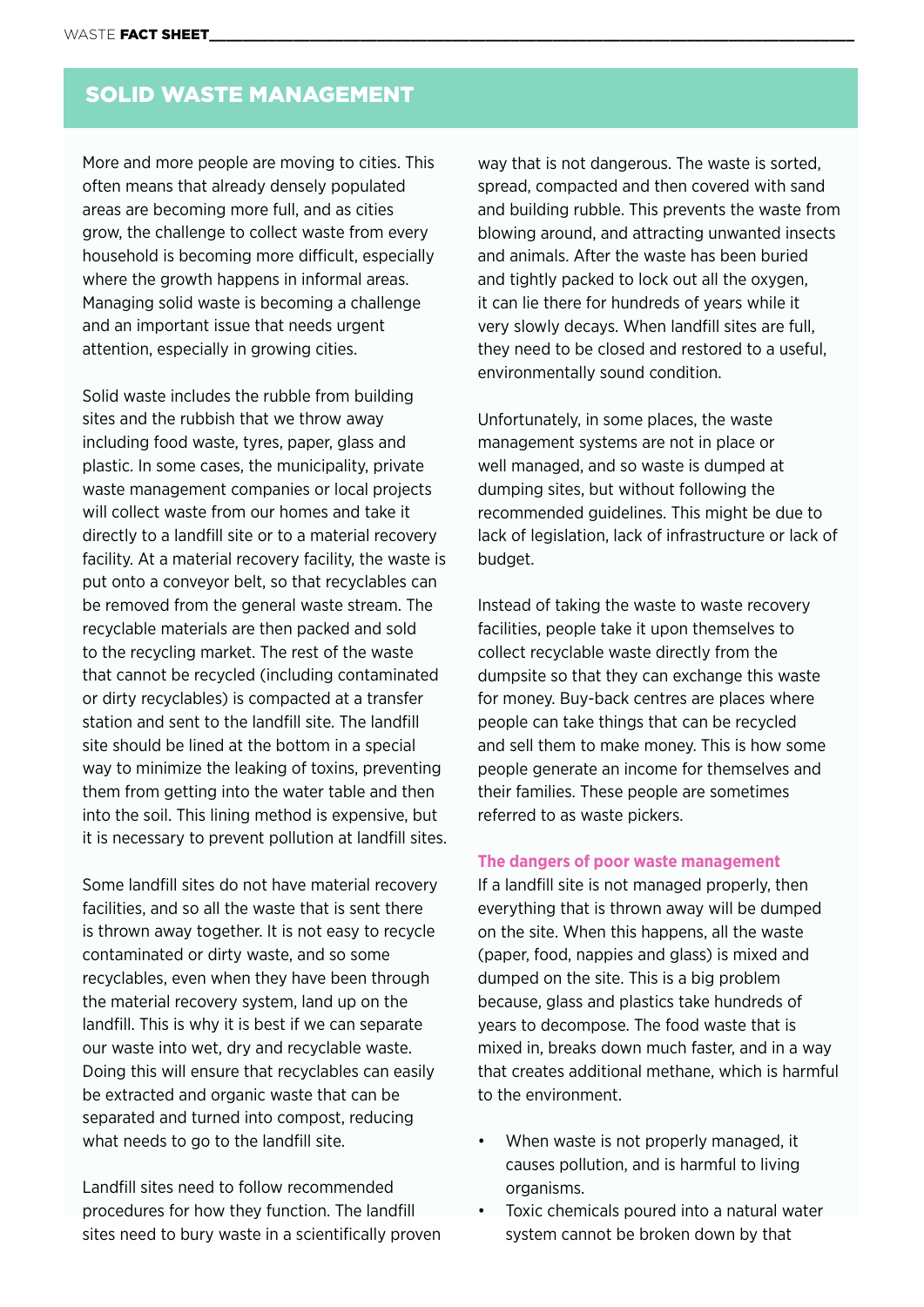## SOLID WASTE MANAGEMENT

More and more people are moving to cities. This often means that already densely populated areas are becoming more full, and as cities grow, the challenge to collect waste from every household is becoming more difficult, especially where the growth happens in informal areas. Managing solid waste is becoming a challenge and an important issue that needs urgent attention, especially in growing cities.

Solid waste includes the rubble from building sites and the rubbish that we throw away including food waste, tyres, paper, glass and plastic. In some cases, the municipality, private waste management companies or local projects will collect waste from our homes and take it directly to a landfill site or to a material recovery facility. At a material recovery facility, the waste is put onto a conveyor belt, so that recyclables can be removed from the general waste stream. The recyclable materials are then packed and sold to the recycling market. The rest of the waste that cannot be recycled (including contaminated or dirty recyclables) is compacted at a transfer station and sent to the landfill site. The landfill site should be lined at the bottom in a special way to minimize the leaking of toxins, preventing them from getting into the water table and then into the soil. This lining method is expensive, but it is necessary to prevent pollution at landfill sites.

Some landfill sites do not have material recovery facilities, and so all the waste that is sent there is thrown away together. It is not easy to recycle contaminated or dirty waste, and so some recyclables, even when they have been through the material recovery system, land up on the landfill. This is why it is best if we can separate our waste into wet, dry and recyclable waste. Doing this will ensure that recyclables can easily be extracted and organic waste that can be separated and turned into compost, reducing what needs to go to the landfill site.

Landfill sites need to follow recommended procedures for how they function. The landfill sites need to bury waste in a scientifically proven way that is not dangerous. The waste is sorted, spread, compacted and then covered with sand and building rubble. This prevents the waste from blowing around, and attracting unwanted insects and animals. After the waste has been buried and tightly packed to lock out all the oxygen, it can lie there for hundreds of years while it very slowly decays. When landfill sites are full, they need to be closed and restored to a useful, environmentally sound condition.

Unfortunately, in some places, the waste management systems are not in place or well managed, and so waste is dumped at dumping sites, but without following the recommended guidelines. This might be due to lack of legislation, lack of infrastructure or lack of budget.

Instead of taking the waste to waste recovery facilities, people take it upon themselves to collect recyclable waste directly from the dumpsite so that they can exchange this waste for money. Buy-back centres are places where people can take things that can be recycled and sell them to make money. This is how some people generate an income for themselves and their families. These people are sometimes referred to as waste pickers.

### The dangers of poor waste management

If a landfill site is not managed properly, then everything that is thrown away will be dumped on the site. When this happens, all the waste (paper, food, nappies and glass) is mixed and dumped on the site. This is a big problem because, glass and plastics take hundreds of years to decompose. The food waste that is mixed in, breaks down much faster, and in a way that creates additional methane, which is harmful to the environment.

- When waste is not properly managed, it causes pollution, and is harmful to living organisms.
- Toxic chemicals poured into a natural water system cannot be broken down by that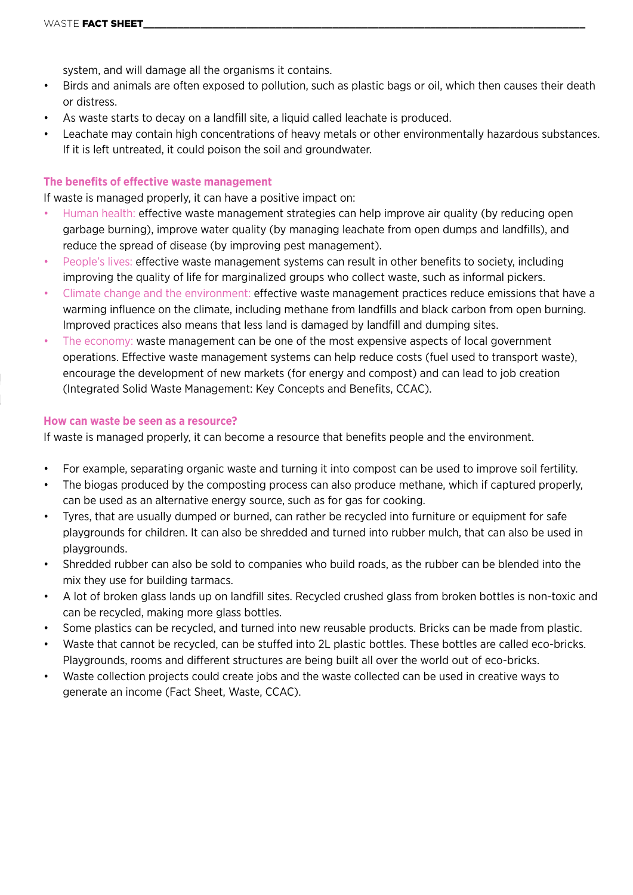system, and will damage all the organisms it contains.

- Birds and animals are often exposed to pollution, such as plastic bags or oil, which then causes their death or distress.
- As waste starts to decay on a landfill site, a liquid called leachate is produced.
- Leachate may contain high concentrations of heavy metals or other environmentally hazardous substances. If it is left untreated, it could poison the soil and groundwater.

### The benefits of effective waste management

If waste is managed properly, it can have a positive impact on:

- Human health: effective waste management strategies can help improve air quality (by reducing open garbage burning), improve water quality (by managing leachate from open dumps and landfills), and reduce the spread of disease (by improving pest management).
- People's lives: effective waste management systems can result in other benefits to society, including improving the quality of life for marginalized groups who collect waste, such as informal pickers.
- Climate change and the environment: effective waste management practices reduce emissions that have a warming influence on the climate, including methane from landfills and black carbon from open burning. Improved practices also means that less land is damaged by landfill and dumping sites.
- The economy: waste management can be one of the most expensive aspects of local government operations. Effective waste management systems can help reduce costs (fuel used to transport waste), encourage the development of new markets (for energy and compost) and can lead to job creation (Integrated Solid Waste Management: Key Concepts and Benefits, CCAC).

### How can waste be seen as a resource?

If waste is managed properly, it can become a resource that benefits people and the environment.

- For example, separating organic waste and turning it into compost can be used to improve soil fertility.
- The biogas produced by the composting process can also produce methane, which if captured properly, can be used as an alternative energy source, such as for gas for cooking.
- Tyres, that are usually dumped or burned, can rather be recycled into furniture or equipment for safe playgrounds for children. It can also be shredded and turned into rubber mulch, that can also be used in playgrounds.
- Shredded rubber can also be sold to companies who build roads, as the rubber can be blended into the mix they use for building tarmacs.
- A lot of broken glass lands up on landfill sites. Recycled crushed glass from broken bottles is non-toxic and can be recycled, making more glass bottles.
- Some plastics can be recycled, and turned into new reusable products. Bricks can be made from plastic.
- Waste that cannot be recycled, can be stuffed into 2L plastic bottles. These bottles are called eco-bricks. Playgrounds, rooms and different structures are being built all over the world out of eco-bricks.
- Waste collection projects could create jobs and the waste collected can be used in creative ways to generate an income (Fact Sheet, Waste, CCAC).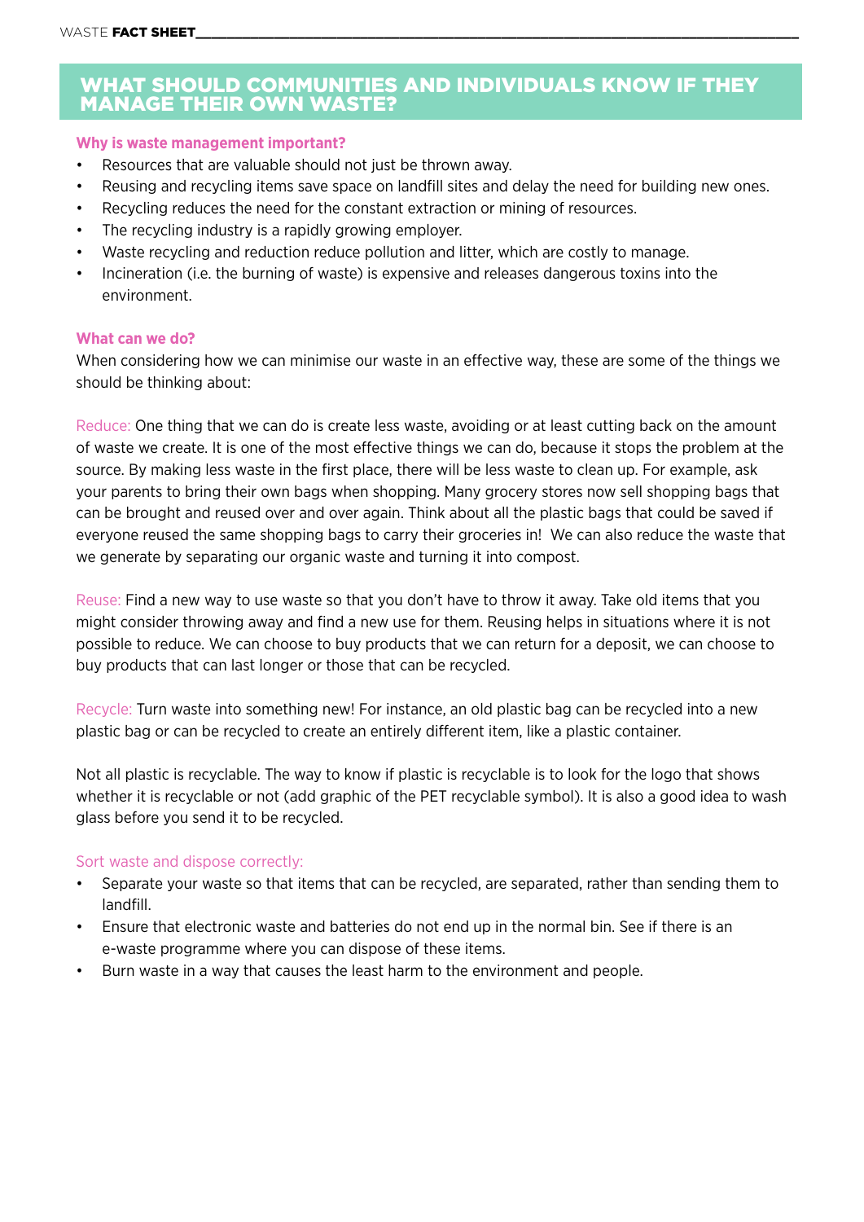## WHAT SHOULD COMMUNITIES AND INDIVIDUALS KNOW IF THEY MANAGE THEIR OWN WASTE?

### Why is waste management important?

- Resources that are valuable should not just be thrown away.
- Reusing and recycling items save space on landfill sites and delay the need for building new ones.
- Recycling reduces the need for the constant extraction or mining of resources.
- The recycling industry is a rapidly growing employer.
- Waste recycling and reduction reduce pollution and litter, which are costly to manage.
- Incineration (i.e. the burning of waste) is expensive and releases dangerous toxins into the environment.

### What can we do?

When considering how we can minimise our waste in an effective way, these are some of the things we should be thinking about:

Reduce: One thing that we can do is create less waste, avoiding or at least cutting back on the amount of waste we create. It is one of the most effective things we can do, because it stops the problem at the source. By making less waste in the first place, there will be less waste to clean up. For example, ask your parents to bring their own bags when shopping. Many grocery stores now sell shopping bags that can be brought and reused over and over again. Think about all the plastic bags that could be saved if everyone reused the same shopping bags to carry their groceries in! We can also reduce the waste that we generate by separating our organic waste and turning it into compost.

Reuse: Find a new way to use waste so that you don't have to throw it away. Take old items that you might consider throwing away and find a new use for them. Reusing helps in situations where it is not possible to reduce. We can choose to buy products that we can return for a deposit, we can choose to buy products that can last longer or those that can be recycled.

Recycle: Turn waste into something new! For instance, an old plastic bag can be recycled into a new plastic bag or can be recycled to create an entirely different item, like a plastic container.

Not all plastic is recyclable. The way to know if plastic is recyclable is to look for the logo that shows whether it is recyclable or not (add graphic of the PET recyclable symbol). It is also a good idea to wash glass before you send it to be recycled.

Sort waste and dispose correctly:

- Separate your waste so that items that can be recycled, are separated, rather than sending them to landfill.
- Ensure that electronic waste and batteries do not end up in the normal bin. See if there is an e-waste programme where you can dispose of these items.
- Burn waste in a way that causes the least harm to the environment and people.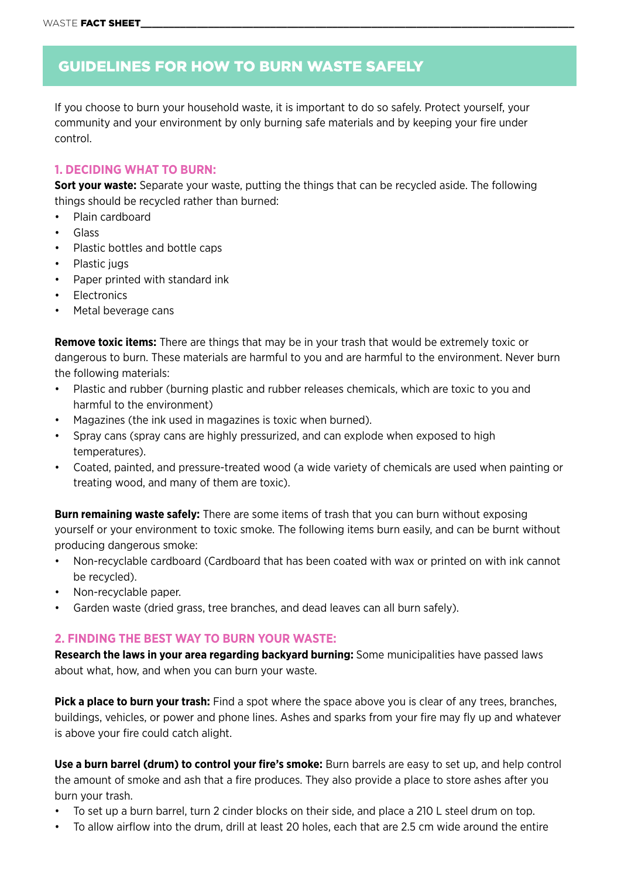## GUIDELINES FOR HOW TO BURN WASTE SAFELY

If you choose to burn your household waste, it is important to do so safely. Protect yourself, your community and your environment by only burning safe materials and by keeping your fire under control.

### 1. DECIDING WHAT TO BURN:

**Sort your waste:** Separate your waste, putting the things that can be recycled aside. The following things should be recycled rather than burned:

- Plain cardboard
- Glass
- Plastic bottles and bottle caps
- Plastic jugs
- Paper printed with standard ink
- Electronics
- Metal beverage cans

**Remove toxic items:** There are things that may be in your trash that would be extremely toxic or dangerous to burn. These materials are harmful to you and are harmful to the environment. Never burn the following materials:

- Plastic and rubber (burning plastic and rubber releases chemicals, which are toxic to you and harmful to the environment)
- Magazines (the ink used in magazines is toxic when burned).
- Spray cans (spray cans are highly pressurized, and can explode when exposed to high temperatures).
- Coated, painted, and pressure-treated wood (a wide variety of chemicals are used when painting or treating wood, and many of them are toxic).

**Burn remaining waste safely:** There are some items of trash that you can burn without exposing yourself or your environment to toxic smoke. The following items burn easily, and can be burnt without producing dangerous smoke:

- Non-recyclable cardboard (Cardboard that has been coated with wax or printed on with ink cannot be recycled).
- Non-recyclable paper.
- Garden waste (dried grass, tree branches, and dead leaves can all burn safely).

### 2. FINDING THE BEST WAY TO BURN YOUR WASTE:

**Research the laws in your area regarding backyard burning:** Some municipalities have passed laws about what, how, and when you can burn your waste.

**Pick a place to burn your trash:** Find a spot where the space above you is clear of any trees, branches, buildings, vehicles, or power and phone lines. Ashes and sparks from your fire may fly up and whatever is above your fire could catch alight.

**Use a burn barrel (drum) to control your fire's smoke:** Burn barrels are easy to set up, and help control the amount of smoke and ash that a fire produces. They also provide a place to store ashes after you burn your trash.

- To set up a burn barrel, turn 2 cinder blocks on their side, and place a 210 L steel drum on top.
- To allow airflow into the drum, drill at least 20 holes, each that are 2.5 cm wide around the entire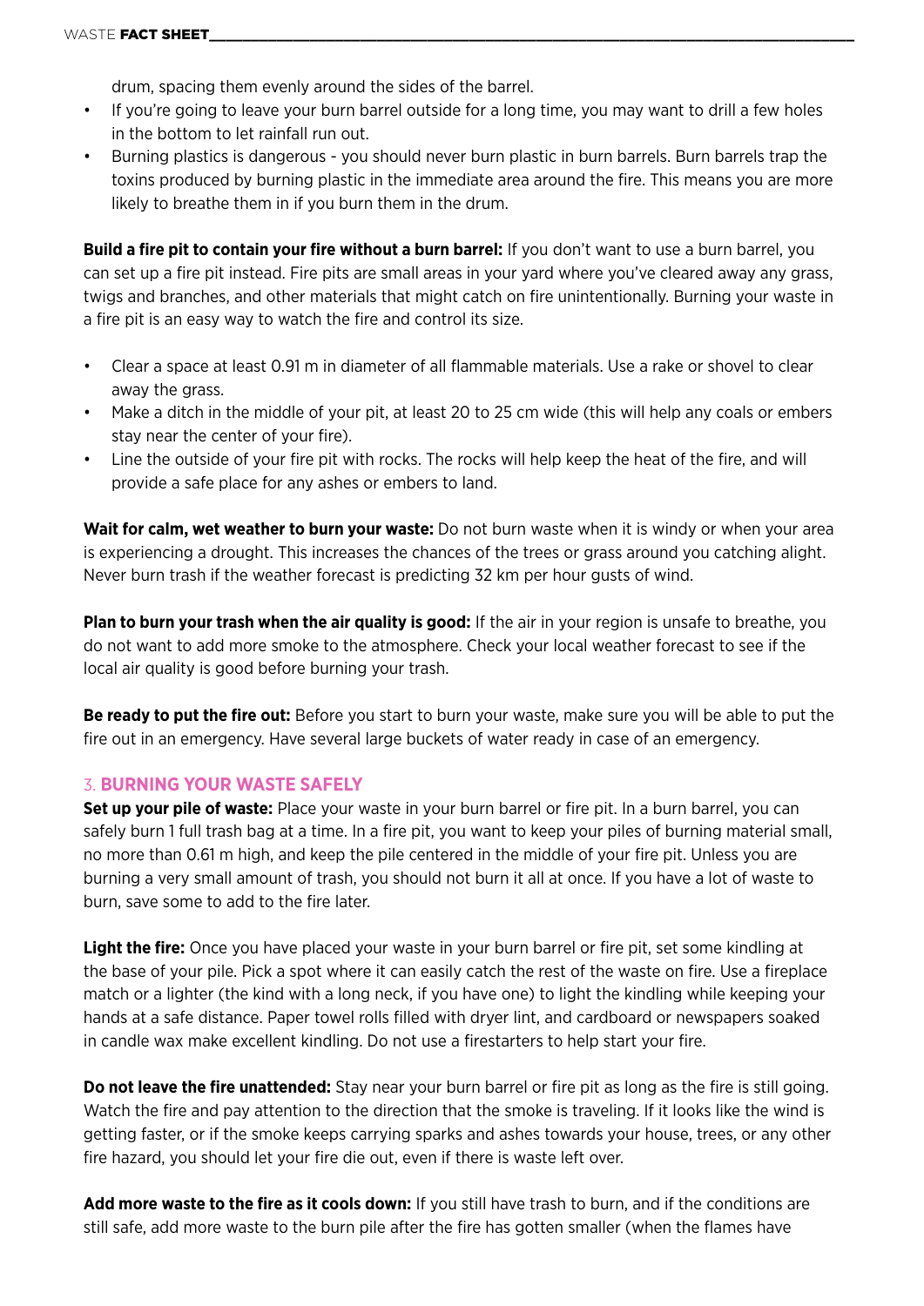drum, spacing them evenly around the sides of the barrel.

- If you're going to leave your burn barrel outside for a long time, you may want to drill a few holes in the bottom to let rainfall run out.
- Burning plastics is dangerous - you should never burn plastic in burn barrels. Burn barrels trap the toxins produced by burning plastic in the immediate area around the fire. This means you are more likely to breathe them in if you burn them in the drum.

**Build a fire pit to contain your fire without a burn barrel:** If you don't want to use a burn barrel, you can set up a fire pit instead. Fire pits are small areas in your yard where you've cleared away any grass, twigs and branches, and other materials that might catch on fire unintentionally. Burning your waste in a fire pit is an easy way to watch the fire and control its size.

- Clear a space at least 0.91 m in diameter of all flammable materials. Use a rake or shovel to clear away the grass.
- Make a ditch in the middle of your pit, at least 20 to 25 cm wide (this will help any coals or embers stay near the center of your fire).
- Line the outside of your fire pit with rocks. The rocks will help keep the heat of the fire, and will provide a safe place for any ashes or embers to land.

**Wait for calm, wet weather to burn your waste:** Do not burn waste when it is windy or when your area is experiencing a drought. This increases the chances of the trees or grass around you catching alight. Never burn trash if the weather forecast is predicting 32 km per hour gusts of wind.

**Plan to burn your trash when the air quality is good:** If the air in your region is unsafe to breathe, you do not want to add more smoke to the atmosphere. Check your local weather forecast to see if the local air quality is good before burning your trash.

**Be ready to put the fire out:** Before you start to burn your waste, make sure you will be able to put the fire out in an emergency. Have several large buckets of water ready in case of an emergency.

## 3. BURNING YOUR WASTE SAFELY

**Set up your pile of waste:** Place your waste in your burn barrel or fire pit. In a burn barrel, you can safely burn 1 full trash bag at a time. In a fire pit, you want to keep your piles of burning material small, no more than 0.61 m high, and keep the pile centered in the middle of your fire pit. Unless you are burning a very small amount of trash, you should not burn it all at once. If you have a lot of waste to burn, save some to add to the fire later.

**Light the fire:** Once you have placed your waste in your burn barrel or fire pit, set some kindling at the base of your pile. Pick a spot where it can easily catch the rest of the waste on fire. Use a fireplace match or a lighter (the kind with a long neck, if you have one) to light the kindling while keeping your hands at a safe distance. Paper towel rolls filled with dryer lint, and cardboard or newspapers soaked in candle wax make excellent kindling. Do not use a firestarters to help start your fire.

**Do not leave the fire unattended:** Stay near your burn barrel or fire pit as long as the fire is still going. Watch the fire and pay attention to the direction that the smoke is traveling. If it looks like the wind is getting faster, or if the smoke keeps carrying sparks and ashes towards your house, trees, or any other fire hazard, you should let your fire die out, even if there is waste left over.

**Add more waste to the fire as it cools down:** If you still have trash to burn, and if the conditions are still safe, add more waste to the burn pile after the fire has gotten smaller (when the flames have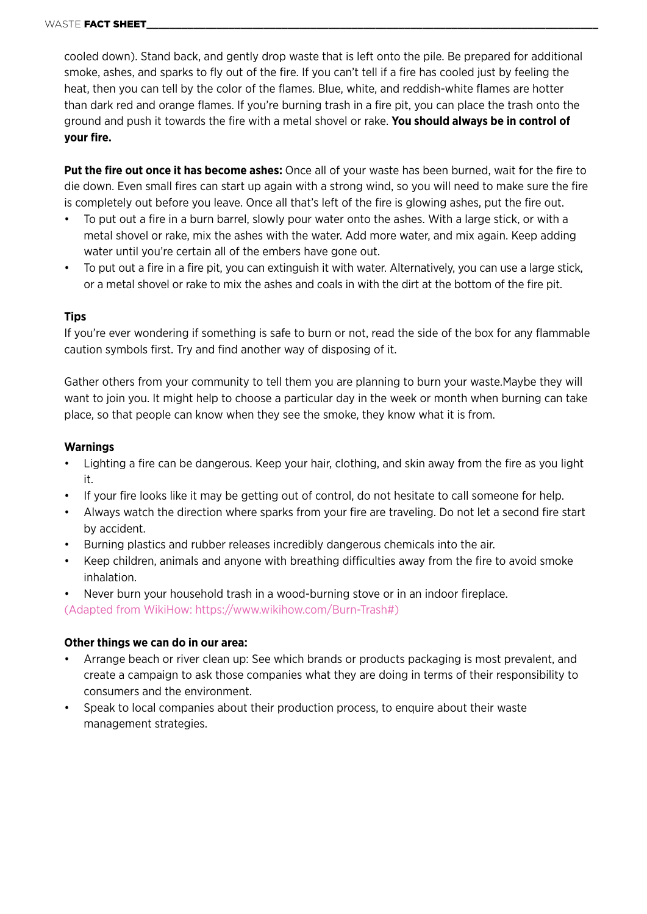cooled down). Stand back, and gently drop waste that is left onto the pile. Be prepared for additional smoke, ashes, and sparks to fly out of the fire. If you can't tell if a fire has cooled just by feeling the heat, then you can tell by the color of the flames. Blue, white, and reddish-white flames are hotter than dark red and orange flames. If you're burning trash in a fire pit, you can place the trash onto the ground and push it towards the fire with a metal shovel or rake. **You should always be in control of your fire.**

**Put the fire out once it has become ashes:** Once all of your waste has been burned, wait for the fire to die down. Even small fires can start up again with a strong wind, so you will need to make sure the fire is completely out before you leave. Once all that's left of the fire is glowing ashes, put the fire out.

- To put out a fire in a burn barrel, slowly pour water onto the ashes. With a large stick, or with a metal shovel or rake, mix the ashes with the water. Add more water, and mix again. Keep adding water until you're certain all of the embers have gone out.
- To put out a fire in a fire pit, you can extinguish it with water. Alternatively, you can use a large stick, or a metal shovel or rake to mix the ashes and coals in with the dirt at the bottom of the fire pit.

**Tips**

If you're ever wondering if something is safe to burn or not, read the side of the box for any flammable caution symbols first. Try and find another way of disposing of it.

Gather others from your community to tell them you are planning to burn your waste.Maybe they will want to join you. It might help to choose a particular day in the week or month when burning can take place, so that people can know when they see the smoke, they know what it is from.

**Warnings**

- Lighting a fire can be dangerous. Keep your hair, clothing, and skin away from the fire as you light it.
- If your fire looks like it may be getting out of control, do not hesitate to call someone for help.
- Always watch the direction where sparks from your fire are traveling. Do not let a second fire start by accident.
- Burning plastics and rubber releases incredibly dangerous chemicals into the air.
- Keep children, animals and anyone with breathing difficulties away from the fire to avoid smoke inhalation.
- Never burn your household trash in a wood-burning stove or in an indoor fireplace.

(Adapted from WikiHow: https://www.wikihow.com/Burn-Trash#)

**Other things we can do in our area:**

- Arrange beach or river clean up: See which brands or products packaging is most prevalent, and create a campaign to ask those companies what they are doing in terms of their responsibility to consumers and the environment.
- Speak to local companies about their production process, to enquire about their waste management strategies.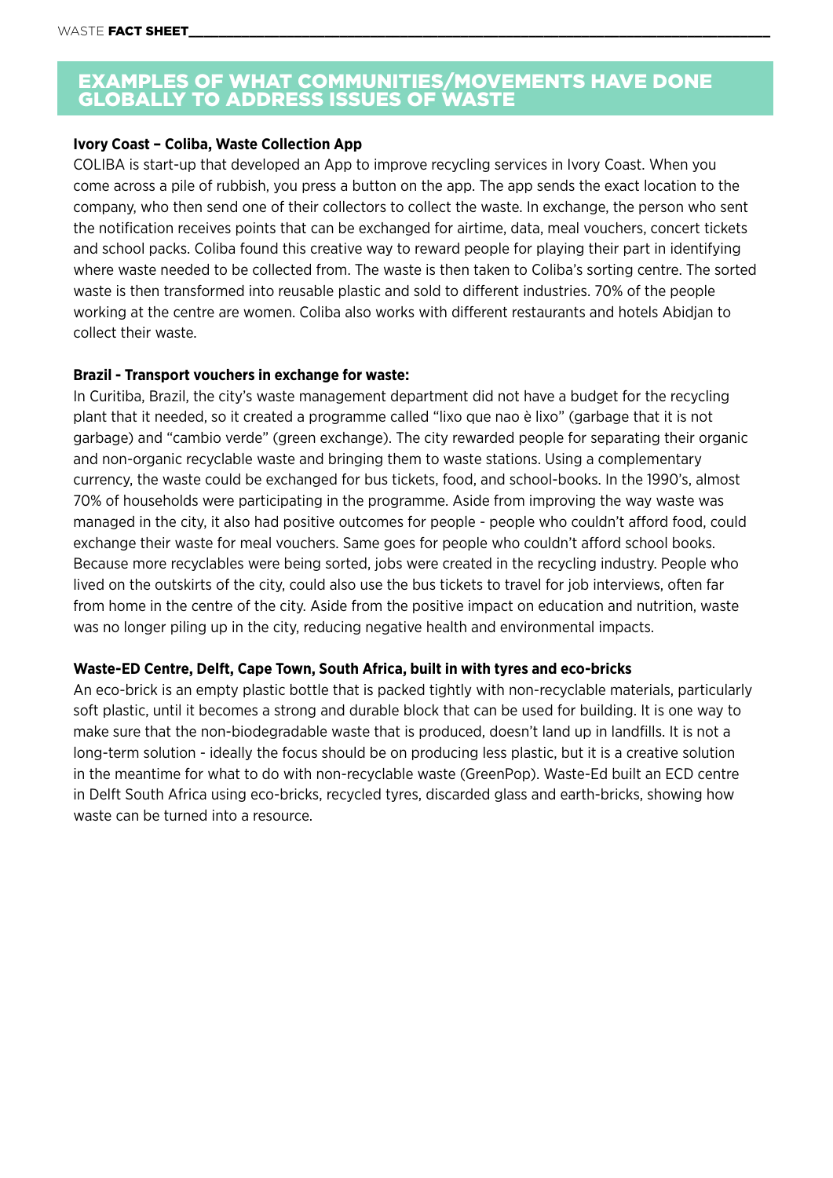## EXAMPLES OF WHAT COMMUNITIES/MOVEMENTS HAVE DONE GLOBALLY TO ADDRESS ISSUES OF WASTE

**Ivory Coast – Coliba, Waste Collection App**

COLIBA is start-up that developed an App to improve recycling services in Ivory Coast. When you come across a pile of rubbish, you press a button on the app. The app sends the exact location to the company, who then send one of their collectors to collect the waste. In exchange, the person who sent the notification receives points that can be exchanged for airtime, data, meal vouchers, concert tickets and school packs. Coliba found this creative way to reward people for playing their part in identifying where waste needed to be collected from. The waste is then taken to Coliba's sorting centre. The sorted waste is then transformed into reusable plastic and sold to different industries. 70% of the people working at the centre are women. Coliba also works with different restaurants and hotels Abidjan to collect their waste.

**Brazil - Transport vouchers in exchange for waste:**

In Curitiba, Brazil, the city's waste management department did not have a budget for the recycling plant that it needed, so it created a programme called "lixo que nao è lixo" (garbage that it is not garbage) and "cambio verde" (green exchange). The city rewarded people for separating their organic and non-organic recyclable waste and bringing them to waste stations. Using a complementary currency, the waste could be exchanged for bus tickets, food, and school-books. In the 1990's, almost 70% of households were participating in the programme. Aside from improving the way waste was managed in the city, it also had positive outcomes for people - people who couldn't afford food, could exchange their waste for meal vouchers. Same goes for people who couldn't afford school books. Because more recyclables were being sorted, jobs were created in the recycling industry. People who lived on the outskirts of the city, could also use the bus tickets to travel for job interviews, often far from home in the centre of the city. Aside from the positive impact on education and nutrition, waste was no longer piling up in the city, reducing negative health and environmental impacts.

**Waste-ED Centre, Delft, Cape Town, South Africa, built in with tyres and eco-bricks**

An eco-brick is an empty plastic bottle that is packed tightly with non-recyclable materials, particularly soft plastic, until it becomes a strong and durable block that can be used for building. It is one way to make sure that the non-biodegradable waste that is produced, doesn't land up in landfills. It is not a long-term solution - ideally the focus should be on producing less plastic, but it is a creative solution in the meantime for what to do with non-recyclable waste (GreenPop). Waste-Ed built an ECD centre in Delft South Africa using eco-bricks, recycled tyres, discarded glass and earth-bricks, showing how waste can be turned into a resource.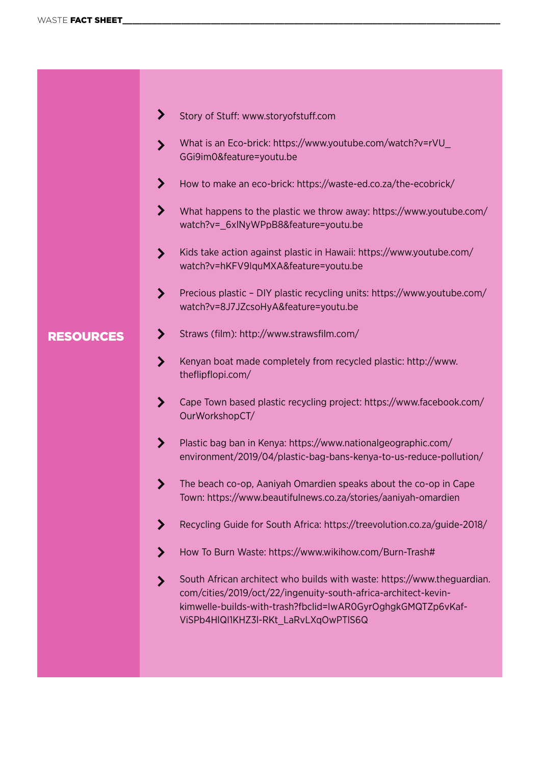## RESOURCES

- Story of Stuff: www.storyofstuff.com
- What is an Eco-brick: https://www.youtube.com/watch?v=rVU_GGi9im0&feature=youtu.be
- How to make an eco-brick: https://waste-ed.co.za/the-ecobrick/
- What happens to the plastic we throw away: https://www.youtube.com/watch?v=_6xINyWPpB8&feature=youtu.be
- Kids take action against plastic in Hawaii: https://www.youtube.com/watch?v=hKFV9IquMXA&feature=youtu.be
- Precious plastic – DIY plastic recycling units: https://www.youtube.com/watch?v=8J7JZcsoHyA&feature=youtu.be
- Straws (film): http://www.strawsfilm.com/
- Kenyan boat made completely from recycled plastic: http://www.theflipflopi.com/
- Cape Town based plastic recycling project: https://www.facebook.com/OurWorkshopCT/
- Plastic bag ban in Kenya: https://www.nationalgeographic.com/environment/2019/04/plastic-bag-bans-kenya-to-us-reduce-pollution/
- The beach co-op, Aaniyah Omardien speaks about the co-op in Cape Town: https://www.beautifulnews.co.za/stories/aaniyah-omardien
- Recycling Guide for South Africa: https://treevolution.co.za/guide-2018/
- How To Burn Waste: https://www.wikihow.com/Burn-Trash#
- South African architect who builds with waste: https://www.theguardian.com/cities/2019/oct/22/ingenuity-south-africa-architect-kevin-kimwelle-builds-with-trash?fbclid=IwAR0GyrOghgkGMQTZp6vKaf-ViSPb4HlQI1KHZ3l-RKt_LaRvLXqOwPTlS6Q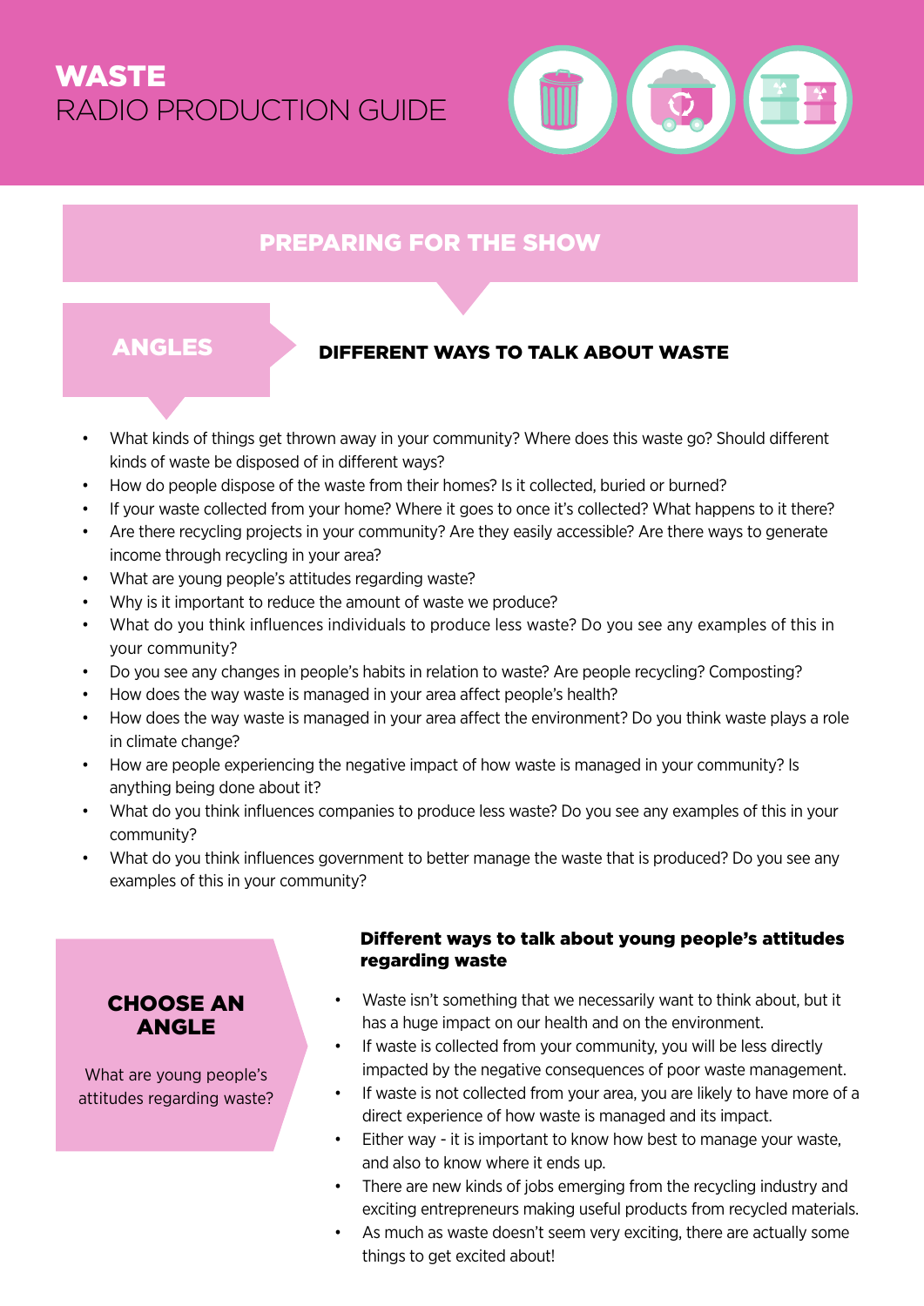# WASTE
## RADIO PRODUCTION GUIDE

## PREPARING FOR THE SHOW

### ANGLES

### DIFFERENT WAYS TO TALK ABOUT WASTE

- What kinds of things get thrown away in your community? Where does this waste go? Should different kinds of waste be disposed of in different ways?
- How do people dispose of the waste from their homes? Is it collected, buried or burned?
- If your waste collected from your home? Where it goes to once it's collected? What happens to it there?
- Are there recycling projects in your community? Are they easily accessible? Are there ways to generate income through recycling in your area?
- What are young people's attitudes regarding waste?
- Why is it important to reduce the amount of waste we produce?
- What do you think influences individuals to produce less waste? Do you see any examples of this in your community?
- Do you see any changes in people's habits in relation to waste? Are people recycling? Composting?
- How does the way waste is managed in your area affect people's health?
- How does the way waste is managed in your area affect the environment? Do you think waste plays a role in climate change?
- How are people experiencing the negative impact of how waste is managed in your community? Is anything being done about it?
- What do you think influences companies to produce less waste? Do you see any examples of this in your community?
- What do you think influences government to better manage the waste that is produced? Do you see any examples of this in your community?

### CHOOSE AN ANGLE

What are young people's attitudes regarding waste?

**Different ways to talk about young people's attitudes regarding waste**

- Waste isn't something that we necessarily want to think about, but it has a huge impact on our health and on the environment.
- If waste is collected from your community, you will be less directly impacted by the negative consequences of poor waste management.
- If waste is not collected from your area, you are likely to have more of a direct experience of how waste is managed and its impact.
- Either way - it is important to know how best to manage your waste, and also to know where it ends up.
- There are new kinds of jobs emerging from the recycling industry and exciting entrepreneurs making useful products from recycled materials.
- As much as waste doesn't seem very exciting, there are actually some things to get excited about!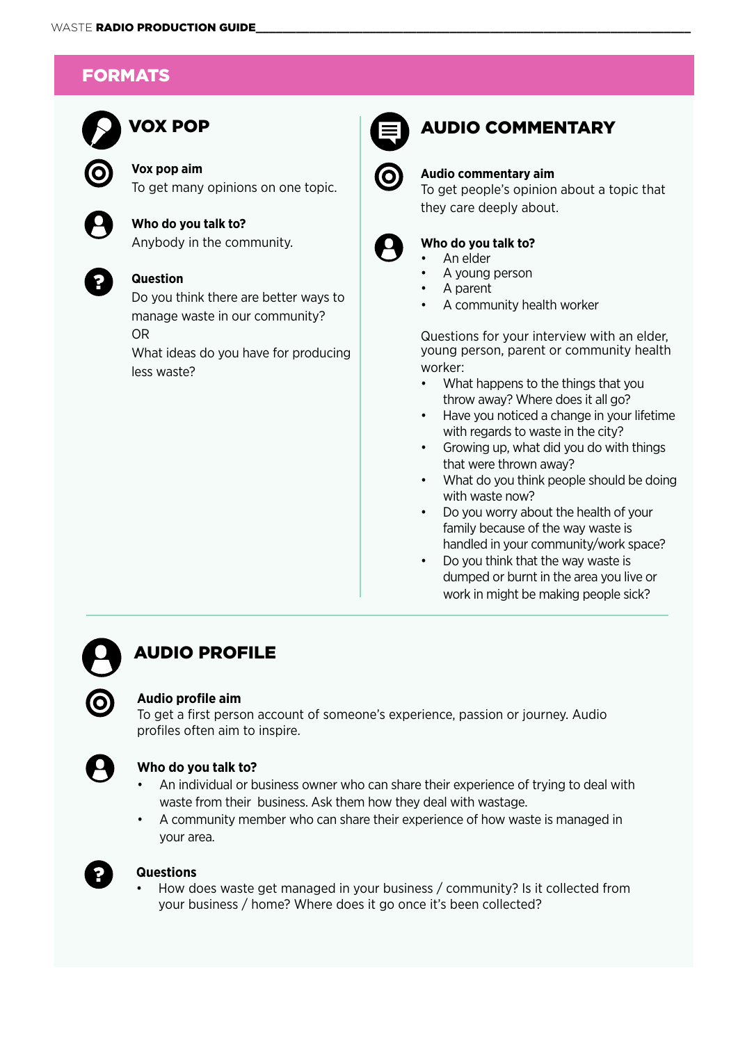## FORMATS

### VOX POP

**Vox pop aim**
To get many opinions on one topic.

**Who do you talk to?**
Anybody in the community.

**Question**
Do you think there are better ways to manage waste in our community?
OR
What ideas do you have for producing less waste?

### AUDIO COMMENTARY

**Audio commentary aim**
To get people's opinion about a topic that they care deeply about.

**Who do you talk to?**
- An elder
- A young person
- A parent
- A community health worker

Questions for your interview with an elder, young person, parent or community health worker:
- What happens to the things that you throw away? Where does it all go?
- Have you noticed a change in your lifetime with regards to waste in the city?
- Growing up, what did you do with things that were thrown away?
- What do you think people should be doing with waste now?
- Do you worry about the health of your family because of the way waste is handled in your community/work space?
- Do you think that the way waste is dumped or burnt in the area you live or work in might be making people sick?

### AUDIO PROFILE

**Audio profile aim**
To get a first person account of someone's experience, passion or journey. Audio profiles often aim to inspire.

**Who do you talk to?**
- An individual or business owner who can share their experience of trying to deal with waste from their business. Ask them how they deal with wastage.
- A community member who can share their experience of how waste is managed in your area.

**Questions**
- How does waste get managed in your business / community? Is it collected from your business / home? Where does it go once it's been collected?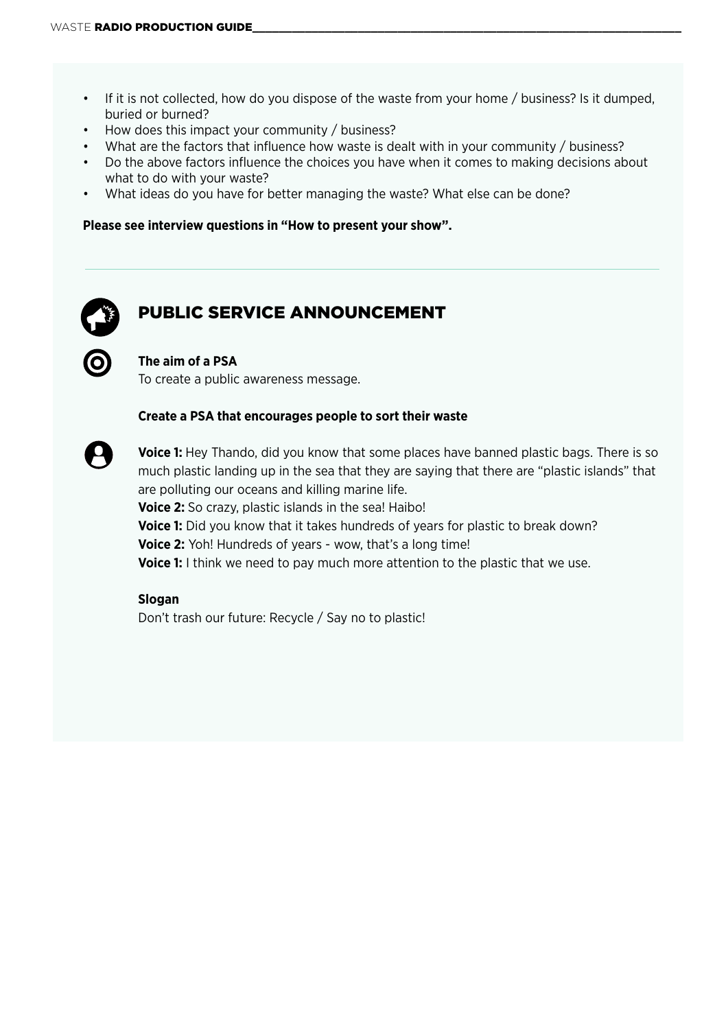- If it is not collected, how do you dispose of the waste from your home / business? Is it dumped, buried or burned?
- How does this impact your community / business?
- What are the factors that influence how waste is dealt with in your community / business?
- Do the above factors influence the choices you have when it comes to making decisions about what to do with your waste?
- What ideas do you have for better managing the waste? What else can be done?

**Please see interview questions in "How to present your show".**

## PUBLIC SERVICE ANNOUNCEMENT

**The aim of a PSA**
To create a public awareness message.

**Create a PSA that encourages people to sort their waste**

**Voice 1:** Hey Thando, did you know that some places have banned plastic bags. There is so much plastic landing up in the sea that they are saying that there are "plastic islands" that are polluting our oceans and killing marine life.
**Voice 2:** So crazy, plastic islands in the sea! Haibo!
**Voice 1:** Did you know that it takes hundreds of years for plastic to break down?
**Voice 2:** Yoh! Hundreds of years - wow, that's a long time!
**Voice 1:** I think we need to pay much more attention to the plastic that we use.

**Slogan**
Don't trash our future: Recycle / Say no to plastic!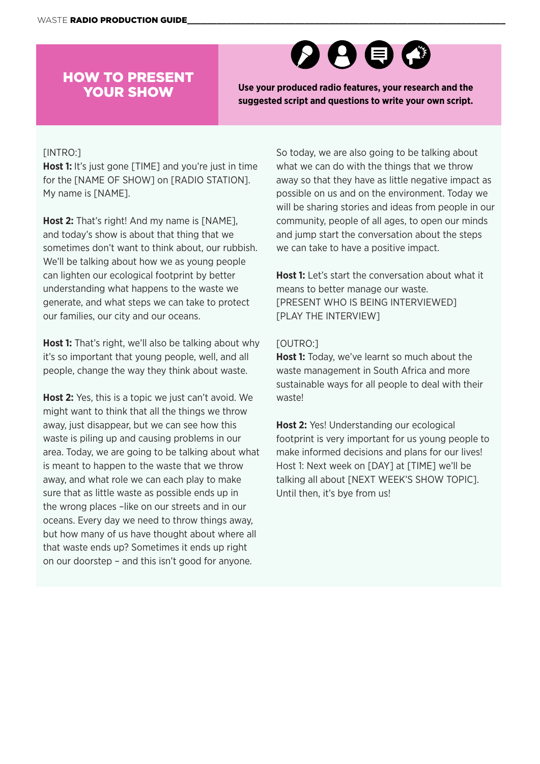# HOW TO PRESENT YOUR SHOW

**Use your produced radio features, your research and the suggested script and questions to write your own script.**

[INTRO:]

**Host 1:** It's just gone [TIME] and you're just in time for the [NAME OF SHOW] on [RADIO STATION]. My name is [NAME].

**Host 2:** That's right! And my name is [NAME], and today's show is about that thing that we sometimes don't want to think about, our rubbish. We'll be talking about how we as young people can lighten our ecological footprint by better understanding what happens to the waste we generate, and what steps we can take to protect our families, our city and our oceans.

**Host 1:** That's right, we'll also be talking about why it's so important that young people, well, and all people, change the way they think about waste.

**Host 2:** Yes, this is a topic we just can't avoid. We might want to think that all the things we throw away, just disappear, but we can see how this waste is piling up and causing problems in our area. Today, we are going to be talking about what is meant to happen to the waste that we throw away, and what role we can each play to make sure that as little waste as possible ends up in the wrong places –like on our streets and in our oceans. Every day we need to throw things away, but how many of us have thought about where all that waste ends up? Sometimes it ends up right on our doorstep – and this isn't good for anyone.

So today, we are also going to be talking about what we can do with the things that we throw away so that they have as little negative impact as possible on us and on the environment. Today we will be sharing stories and ideas from people in our community, people of all ages, to open our minds and jump start the conversation about the steps we can take to have a positive impact.

**Host 1:** Let's start the conversation about what it means to better manage our waste.
[PRESENT WHO IS BEING INTERVIEWED]
[PLAY THE INTERVIEW]

[OUTRO:]

**Host 1:** Today, we've learnt so much about the waste management in South Africa and more sustainable ways for all people to deal with their waste!

**Host 2:** Yes! Understanding our ecological footprint is very important for us young people to make informed decisions and plans for our lives!
Host 1: Next week on [DAY] at [TIME] we'll be talking all about [NEXT WEEK'S SHOW TOPIC]. Until then, it's bye from us!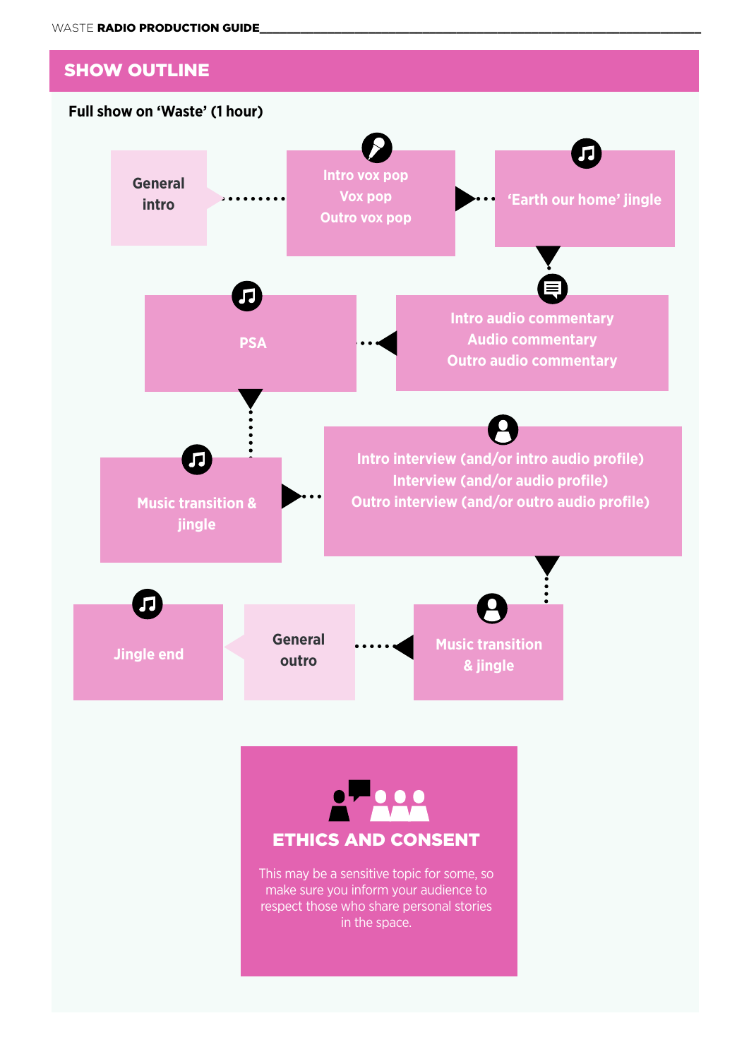## SHOW OUTLINE

**Full show on 'Waste' (1 hour)**

1. General intro
2. Intro vox pop
   Vox pop
   Outro vox pop
3. 'Earth our home' jingle
4. Intro audio commentary
   Audio commentary
   Outro audio commentary
5. PSA
6. Music transition & jingle
7. Intro interview (and/or intro audio profile)
   Interview (and/or audio profile)
   Outro interview (and/or outro audio profile)
8. Music transition & jingle
9. General outro
10. Jingle end

### ETHICS AND CONSENT

This may be a sensitive topic for some, so make sure you inform your audience to respect those who share personal stories in the space.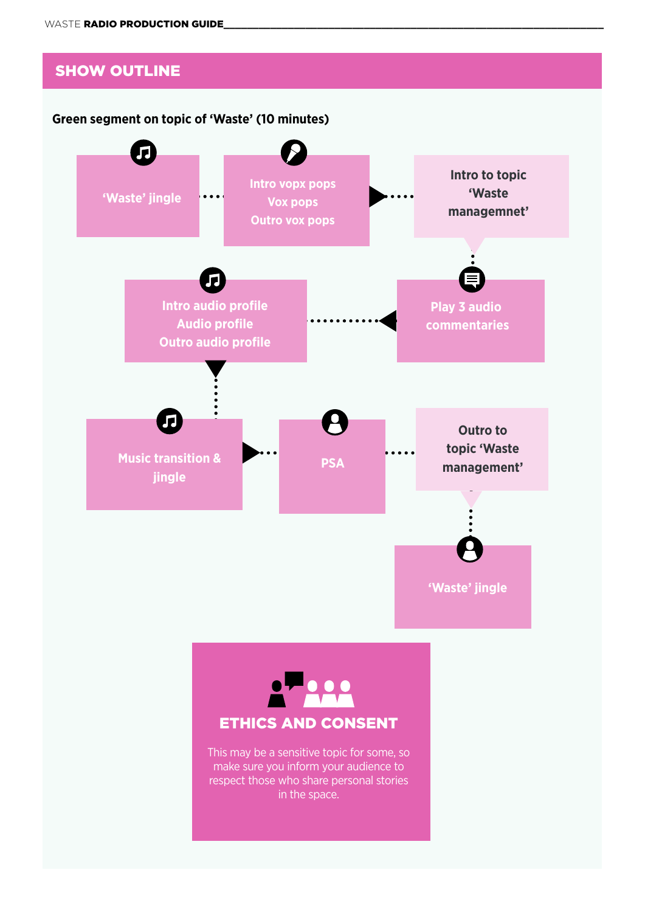## SHOW OUTLINE

**Green segment on topic of 'Waste' (10 minutes)**

- 'Waste' jingle
- Intro vopx pops
  Vox pops
  Outro vox pops
- Intro to topic 'Waste managemnet'
- Play 3 audio commentaries
- Intro audio profile
  Audio profile
  Outro audio profile
- Music transition & jingle
- PSA
- Outro to topic 'Waste management'
- 'Waste' jingle

### ETHICS AND CONSENT

This may be a sensitive topic for some, so make sure you inform your audience to respect those who share personal stories in the space.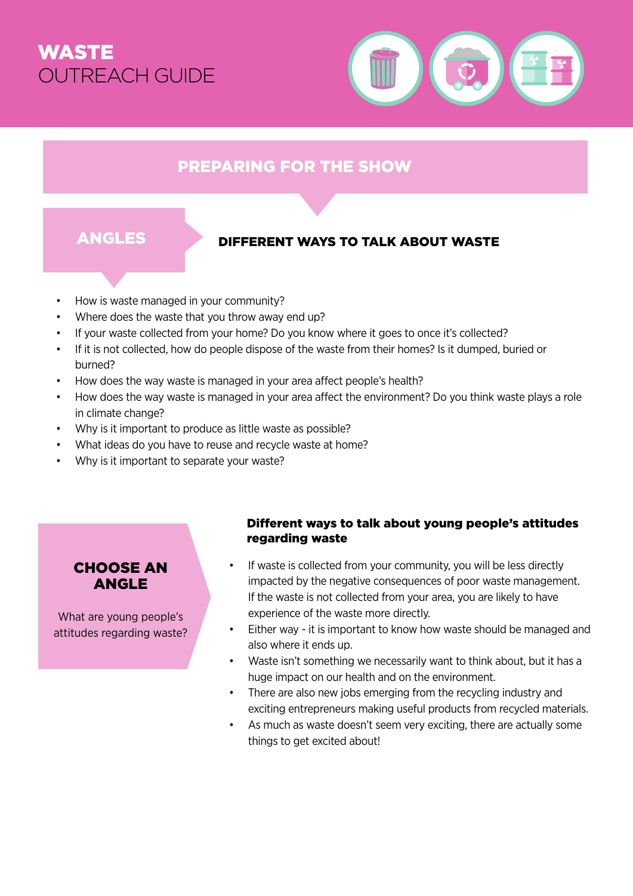# WASTE OUTREACH GUIDE

## PREPARING FOR THE SHOW

### ANGLES

**DIFFERENT WAYS TO TALK ABOUT WASTE**

- How is waste managed in your community?
- Where does the waste that you throw away end up?
- If your waste collected from your home? Do you know where it goes to once it's collected?
- If it is not collected, how do people dispose of the waste from their homes? Is it dumped, buried or burned?
- How does the way waste is managed in your area affect people's health?
- How does the way waste is managed in your area affect the environment? Do you think waste plays a role in climate change?
- Why is it important to produce as little waste as possible?
- What ideas do you have to reuse and recycle waste at home?
- Why is it important to separate your waste?

### CHOOSE AN ANGLE

What are young people's attitudes regarding waste?

**Different ways to talk about young people's attitudes regarding waste**

- If waste is collected from your community, you will be less directly impacted by the negative consequences of poor waste management. If the waste is not collected from your area, you are likely to have experience of the waste more directly.
- Either way - it is important to know how waste should be managed and also where it ends up.
- Waste isn't something we necessarily want to think about, but it has a huge impact on our health and on the environment.
- There are also new jobs emerging from the recycling industry and exciting entrepreneurs making useful products from recycled materials.
- As much as waste doesn't seem very exciting, there are actually some things to get excited about!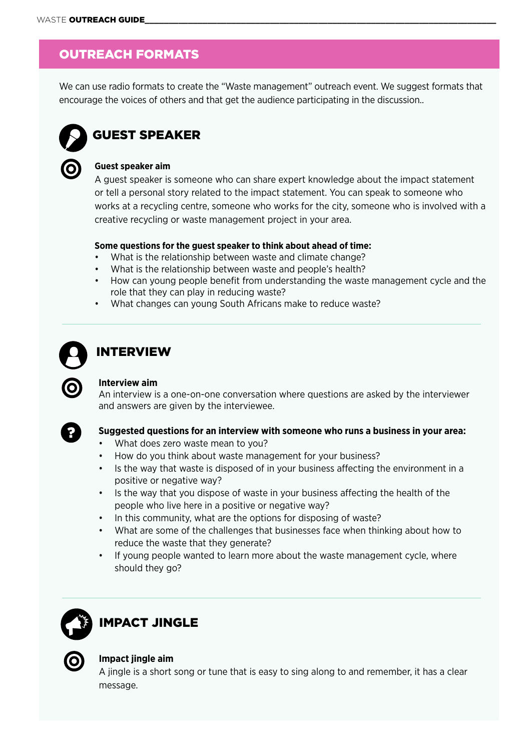## OUTREACH FORMATS

We can use radio formats to create the "Waste management" outreach event. We suggest formats that encourage the voices of others and that get the audience participating in the discussion..

### GUEST SPEAKER

**Guest speaker aim**

A guest speaker is someone who can share expert knowledge about the impact statement or tell a personal story related to the impact statement. You can speak to someone who works at a recycling centre, someone who works for the city, someone who is involved with a creative recycling or waste management project in your area.

**Some questions for the guest speaker to think about ahead of time:**

- What is the relationship between waste and climate change?
- What is the relationship between waste and people's health?
- How can young people benefit from understanding the waste management cycle and the role that they can play in reducing waste?
- What changes can young South Africans make to reduce waste?

### INTERVIEW

**Interview aim**

An interview is a one-on-one conversation where questions are asked by the interviewer and answers are given by the interviewee.

**Suggested questions for an interview with someone who runs a business in your area:**

- What does zero waste mean to you?
- How do you think about waste management for your business?
- Is the way that waste is disposed of in your business affecting the environment in a positive or negative way?
- Is the way that you dispose of waste in your business affecting the health of the people who live here in a positive or negative way?
- In this community, what are the options for disposing of waste?
- What are some of the challenges that businesses face when thinking about how to reduce the waste that they generate?
- If young people wanted to learn more about the waste management cycle, where should they go?

### IMPACT JINGLE

**Impact jingle aim**

A jingle is a short song or tune that is easy to sing along to and remember, it has a clear message.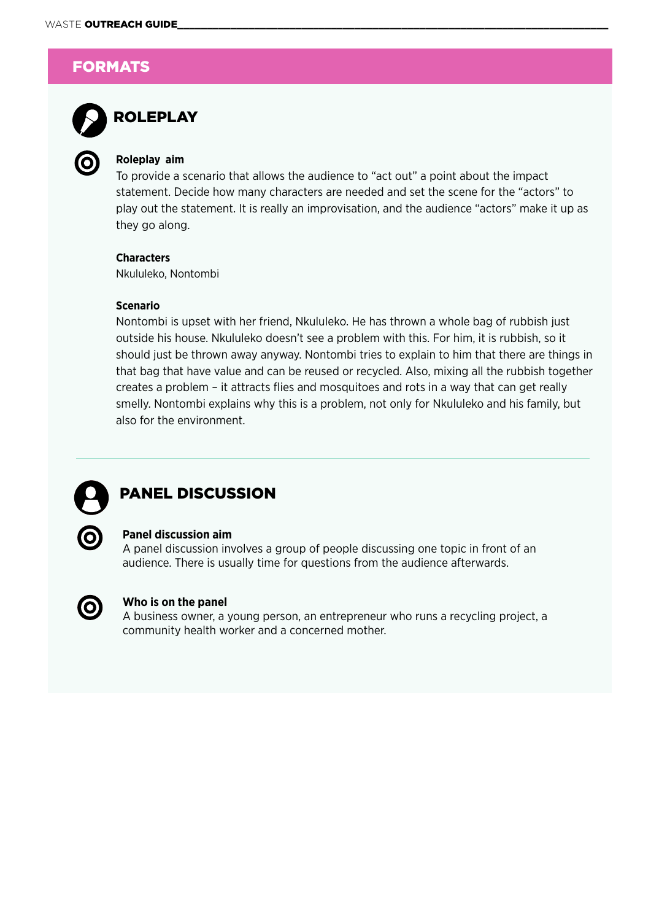## FORMATS

### ROLEPLAY

**Roleplay aim**
To provide a scenario that allows the audience to "act out" a point about the impact statement. Decide how many characters are needed and set the scene for the "actors" to play out the statement. It is really an improvisation, and the audience "actors" make it up as they go along.

**Characters**
Nkululeko, Nontombi

**Scenario**
Nontombi is upset with her friend, Nkululeko. He has thrown a whole bag of rubbish just outside his house. Nkululeko doesn't see a problem with this. For him, it is rubbish, so it should just be thrown away anyway. Nontombi tries to explain to him that there are things in that bag that have value and can be reused or recycled. Also, mixing all the rubbish together creates a problem – it attracts flies and mosquitoes and rots in a way that can get really smelly. Nontombi explains why this is a problem, not only for Nkululeko and his family, but also for the environment.

### PANEL DISCUSSION

**Panel discussion aim**
A panel discussion involves a group of people discussing one topic in front of an audience. There is usually time for questions from the audience afterwards.

**Who is on the panel**
A business owner, a young person, an entrepreneur who runs a recycling project, a community health worker and a concerned mother.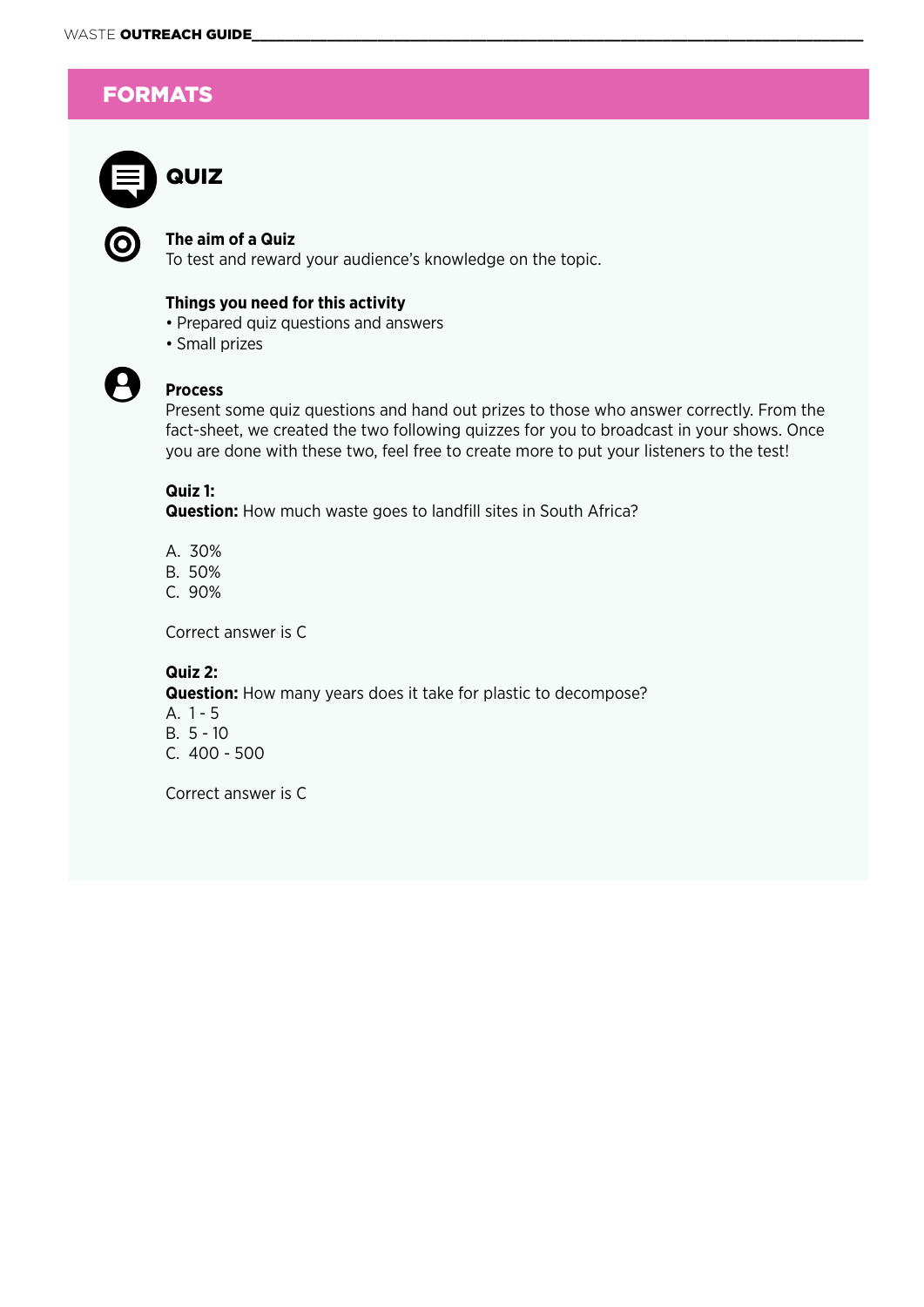## FORMATS

### QUIZ

**The aim of a Quiz**
To test and reward your audience's knowledge on the topic.

**Things you need for this activity**
- Prepared quiz questions and answers
- Small prizes

**Process**
Present some quiz questions and hand out prizes to those who answer correctly. From the fact-sheet, we created the two following quizzes for you to broadcast in your shows. Once you are done with these two, feel free to create more to put your listeners to the test!

**Quiz 1:**
**Question:** How much waste goes to landfill sites in South Africa?

A. 30%
B. 50%
C. 90%

Correct answer is C

**Quiz 2:**
**Question:** How many years does it take for plastic to decompose?
A. 1 - 5
B. 5 - 10
C. 400 - 500

Correct answer is C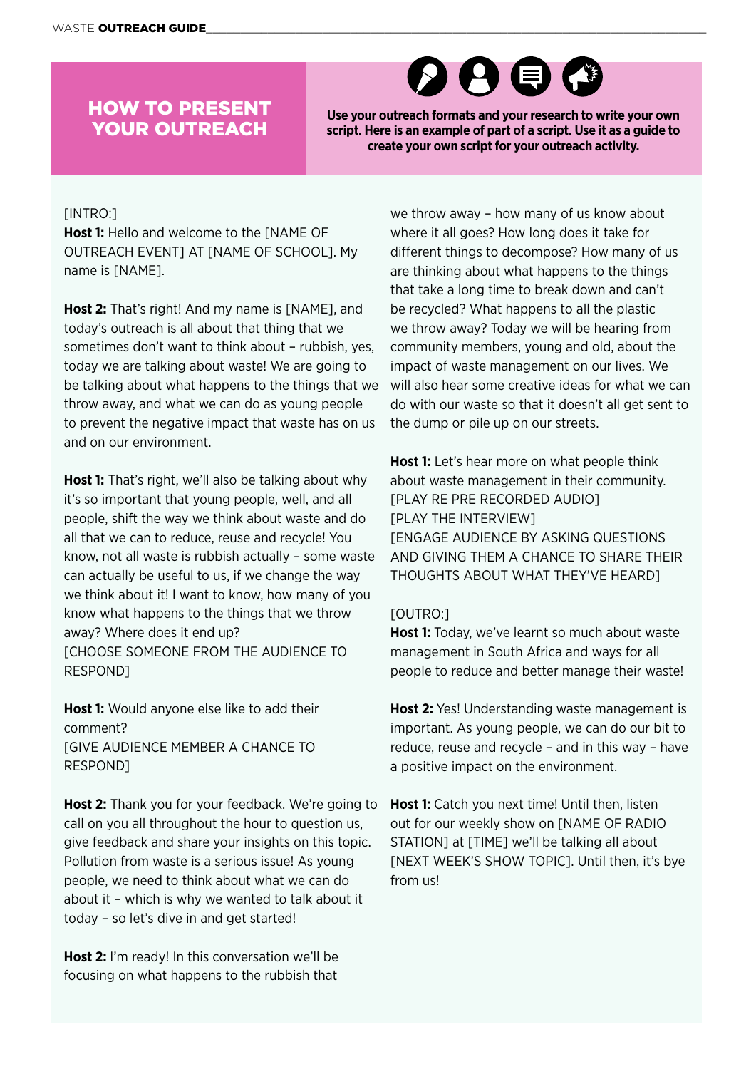# HOW TO PRESENT YOUR OUTREACH

**Use your outreach formats and your research to write your own script. Here is an example of part of a script. Use it as a guide to create your own script for your outreach activity.**

[INTRO:]
**Host 1:** Hello and welcome to the [NAME OF OUTREACH EVENT] AT [NAME OF SCHOOL]. My name is [NAME].

**Host 2:** That's right! And my name is [NAME], and today's outreach is all about that thing that we sometimes don't want to think about – rubbish, yes, today we are talking about waste! We are going to be talking about what happens to the things that we throw away, and what we can do as young people to prevent the negative impact that waste has on us and on our environment.

**Host 1:** That's right, we'll also be talking about why it's so important that young people, well, and all people, shift the way we think about waste and do all that we can to reduce, reuse and recycle! You know, not all waste is rubbish actually – some waste can actually be useful to us, if we change the way we think about it! I want to know, how many of you know what happens to the things that we throw away? Where does it end up?
[CHOOSE SOMEONE FROM THE AUDIENCE TO RESPOND]

**Host 1:** Would anyone else like to add their comment?
[GIVE AUDIENCE MEMBER A CHANCE TO RESPOND]

**Host 2:** Thank you for your feedback. We're going to call on you all throughout the hour to question us, give feedback and share your insights on this topic. Pollution from waste is a serious issue! As young people, we need to think about what we can do about it – which is why we wanted to talk about it today – so let's dive in and get started!

**Host 2:** I'm ready! In this conversation we'll be focusing on what happens to the rubbish that we throw away – how many of us know about where it all goes? How long does it take for different things to decompose? How many of us are thinking about what happens to the things that take a long time to break down and can't be recycled? What happens to all the plastic we throw away? Today we will be hearing from community members, young and old, about the impact of waste management on our lives. We will also hear some creative ideas for what we can do with our waste so that it doesn't all get sent to the dump or pile up on our streets.

**Host 1:** Let's hear more on what people think about waste management in their community.
[PLAY RE PRE RECORDED AUDIO]
[PLAY THE INTERVIEW]
[ENGAGE AUDIENCE BY ASKING QUESTIONS AND GIVING THEM A CHANCE TO SHARE THEIR THOUGHTS ABOUT WHAT THEY'VE HEARD]

[OUTRO:]
**Host 1:** Today, we've learnt so much about waste management in South Africa and ways for all people to reduce and better manage their waste!

**Host 2:** Yes! Understanding waste management is important. As young people, we can do our bit to reduce, reuse and recycle – and in this way – have a positive impact on the environment.

**Host 1:** Catch you next time! Until then, listen out for our weekly show on [NAME OF RADIO STATION] at [TIME] we'll be talking all about [NEXT WEEK'S SHOW TOPIC]. Until then, it's bye from us!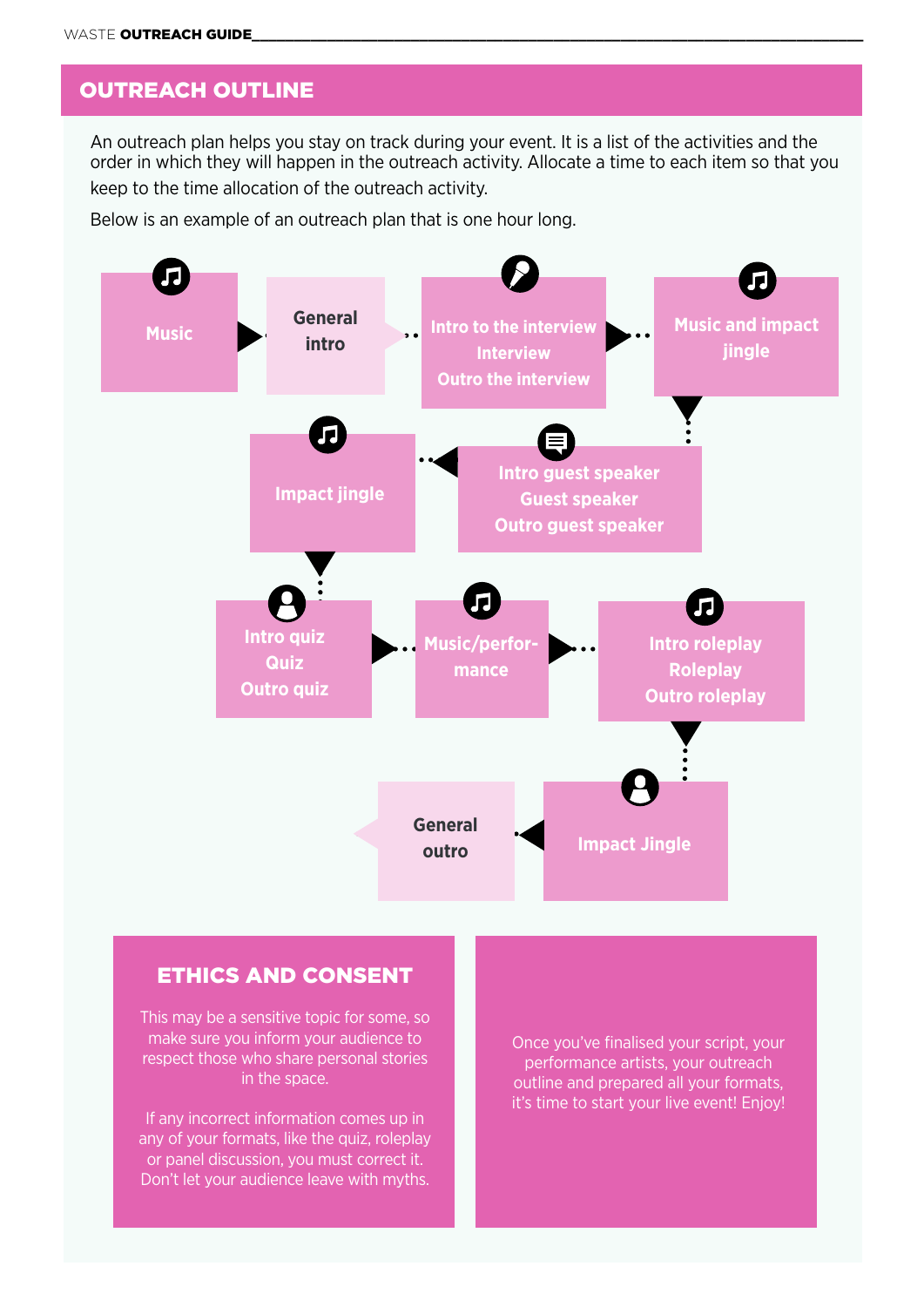## OUTREACH OUTLINE

An outreach plan helps you stay on track during your event. It is a list of the activities and the order in which they will happen in the outreach activity. Allocate a time to each item so that you keep to the time allocation of the outreach activity.

Below is an example of an outreach plan that is one hour long.

Music

General intro

Intro to the interview
Interview
Outro the interview

Music and impact jingle

Intro guest speaker
Guest speaker
Outro guest speaker

Impact jingle

Intro quiz
Quiz
Outro quiz

Music/performance

Intro roleplay
Roleplay
Outro roleplay

Impact Jingle

General outro

### ETHICS AND CONSENT

This may be a sensitive topic for some, so make sure you inform your audience to respect those who share personal stories in the space.

If any incorrect information comes up in any of your formats, like the quiz, roleplay or panel discussion, you must correct it. Don't let your audience leave with myths.

Once you've finalised your script, your performance artists, your outreach outline and prepared all your formats, it's time to start your live event! Enjoy!